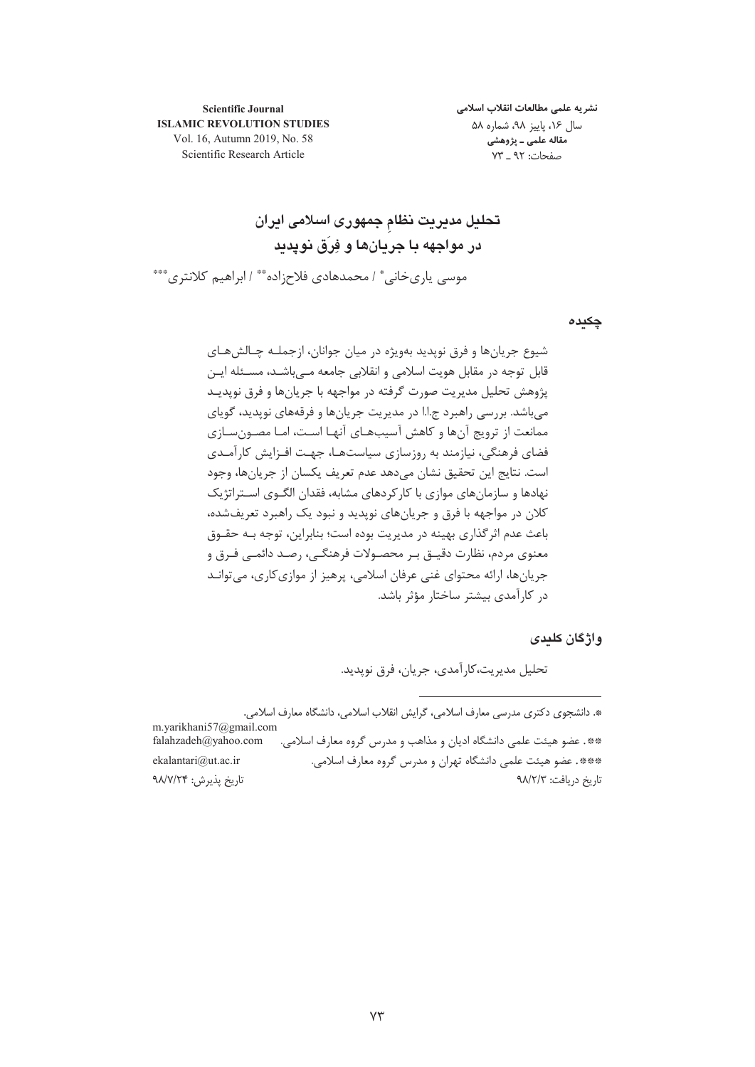# تحلیل مدیریت نظامِ جمهوری اسلامی ایران در مواجهه با جریان‌ها و فِرَق نوپدید

موسی یاری‌خانی* / محمدهادی فلاح‌زاده** / ابراهیم کلانتری***

## چکیده

شیوع جریان‌ها و فرق نوپدید به‌ویژه در میان جوانان، ازجملـه چـالش‌هـای قابل توجه در مقابل هویت اسلامی و انقلابی جامعه مـی‌باشـد، مسـئله ایـن پژوهش تحلیل مدیریت صورت گرفته در مواجهه با جریان‌ها و فرق نوپدیـد می‌باشد. بررسی راهبرد ج.ا.ا در مدیریت جریان‌ها و فرقه‌های نوپدید، گویای ممانعت از ترویج آن‌ها و کاهش آسیب‌هـای آنهـا اسـت، امـا مصـون‌سـازی فضای فرهنگی، نیازمند به روزسازی سیاست‌هـا، جهـت افـزایش کارآمـدی است. نتایج این تحقیق نشان می‌دهد عدم تعریف یکسان از جریان‌ها، وجود نهادها و سازمان‌های موازی با کارکردهای مشابه، فقدان الگـوی اسـتراتژیک کلان در مواجهه با فرق و جریان‌های نوپدید و نبود یک راهبرد تعریف‌شده، باعث عدم اثرگذاری بهینه در مدیریت بوده است؛ بنابراین، توجه بـه حقـوق معنوی مردم، نظارت دقیـق بـر محصـولات فرهنگـی، رصـد دائمـی فـرق و جریان‌ها، ارائه محتوای غنی عرفان اسلامی، پرهیز از موازی‌کاری، می‌توانـد در کارآمدی بیشتر ساختار مؤثر باشد.

## واژگان کلیدی

تحلیل مدیریت،کارآمدی، جریان، فرق نوپدید.

---

*. دانشجوی دکتری مدرسی معارف اسلامی، گرایش انقلاب اسلامی، دانشگاه معارف اسلامی.
m.yarikhani57@gmail.com

**. عضو هیئت علمی دانشگاه ادیان و مذاهب و مدرس گروه معارف اسلامی. falahzadeh@yahoo.com

***. عضو هیئت علمی دانشگاه تهران و مدرس گروه معارف اسلامی. ekalantari@ut.ac.ir

تاریخ دریافت: ۹۸/۲/۳ — تاریخ پذیرش: ۹۸/۷/۲۴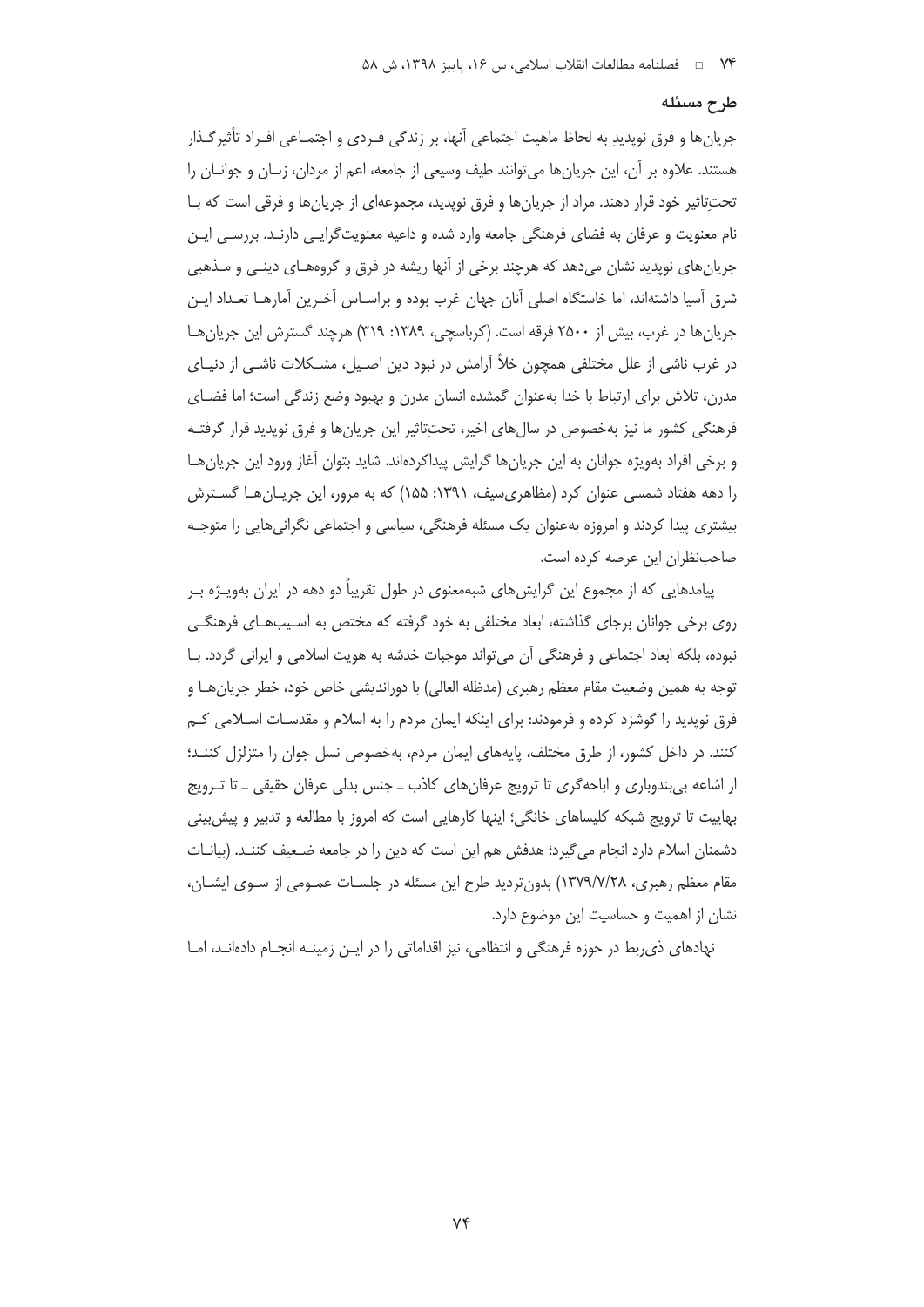## طرح مسئله

جریان‌ها و فرق نوپدیدِ به لحاظ ماهیت اجتماعی آنها، بر زندگی فردی و اجتماعی افراد تأثیرگذار هستند. علاوه بر آن، این جریان‌ها می‌توانند طیف وسیعی از جامعه، اعم از مردان، زنان و جوانان را تحت‌تاثیر خود قرار دهند. مراد از جریان‌ها و فرق نوپدید، مجموعه‌ای از جریان‌ها و فرقی است که با نام معنویت و عرفان به فضای فرهنگی جامعه وارد شده و داعیه معنویت‌گرایی دارند. بررسی این جریان‌های نوپدید نشان می‌دهد که هرچند برخی از آنها ریشه در فرق و گروه‌های دینی و مذهبی شرق آسیا داشته‌اند، اما خاستگاه اصلی آنان جهان غرب بوده و براساس آخرین آمارها تعداد این جریان‌ها در غرب، بیش از ۲۵۰۰ فرقه است. (کرباسچی، ۱۳۸۹: ۳۱۹) هرچند گسترش این جریان‌ها در غرب ناشی از علل مختلفی همچون خلأ آرامش در نبود دین اصیل، مشکلات ناشی از دنیای مدرن، تلاش برای ارتباط با خدا به‌عنوان گمشده انسان مدرن و بهبود وضع زندگی است؛ اما فضای فرهنگی کشور ما نیز به‌خصوص در سال‌های اخیر، تحت‌تاثیر این جریان‌ها و فرق نوپدید قرار گرفته و برخی افراد به‌ویژه جوانان به این جریان‌ها گرایش پیداکرده‌اند. شاید بتوان آغاز ورود این جریان‌ها را دهه هفتاد شمسی عنوان کرد (مظاهری‌سیف، ۱۳۹۱: ۱۵۵) که به مرور، این جریان‌ها گسترش بیشتری پیدا کردند و امروزه به‌عنوان یک مسئله فرهنگی، سیاسی و اجتماعی نگرانی‌هایی را متوجه صاحب‌نظران این عرصه کرده است.

پیامدهایی که از مجموع این گرایش‌های شبه‌معنوی در طول تقریباً دو دهه در ایران به‌ویژه بر روی برخی جوانان برجای گذاشته، ابعاد مختلفی به خود گرفته که مختص به آسیب‌های فرهنگی نبوده، بلکه ابعاد اجتماعی و فرهنگی آن می‌تواند موجبات خدشه به هویت اسلامی و ایرانی گردد. با توجه به همین وضعیت مقام معظم رهبری (مدظله العالی) با دوراندیشی خاص خود، خطر جریان‌ها و فرق نوپدید را گوشزد کرده و فرمودند: برای اینکه ایمان مردم را به اسلام و مقدسات اسلامی کم کنند. در داخل کشور، از طرق مختلف، پایه‌های ایمان مردم، به‌خصوص نسل جوان را متزلزل کنند؛ از اشاعه بی‌بندوباری و اباحه‌گری تا ترویج عرفان‌های کاذب ـ جنس بدلی عرفان حقیقی ـ تا ترویج بهاییت تا ترویج شبکه کلیساهای خانگی؛ اینها کارهایی است که امروز با مطالعه و تدبیر و پیش‌بینی دشمنان اسلام دارد انجام می‌گیرد؛ هدفش هم این است که دین را در جامعه ضعیف کنند. (بیانات مقام معظم رهبری، ۱۳۷۹/۷/۲۸) بدون‌تردید طرح این مسئله در جلسات عمومی از سوی ایشان، نشان از اهمیت و حساسیت این موضوع دارد.

نهادهای ذی‌ربط در حوزه فرهنگی و انتظامی، نیز اقداماتی را در این زمینه انجام داده‌اند، اما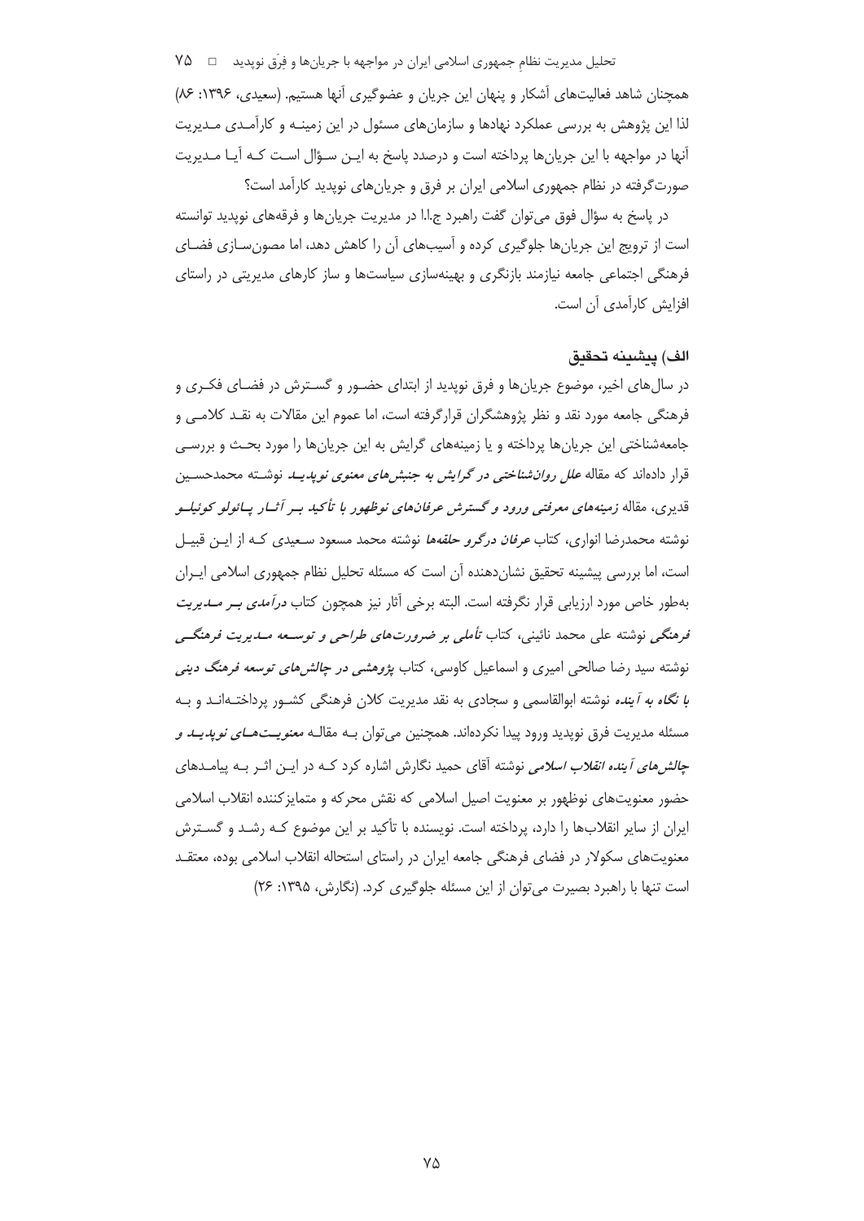همچنان شاهد فعالیت‌های آشکار و پنهان این جریان و عضوگیری آنها هستیم. (سعیدی، ۱۳۹۶: ۸۶) لذا این پژوهش به بررسی عملکرد نهادها و سازمان‌های مسئول در این زمینه و کارآمدی مدیریت آنها در مواجهه با این جریان‌ها پرداخته است و درصدد پاسخ به این سؤال است که آیا مدیریت صورت‌گرفته در نظام جمهوری اسلامی ایران بر فرق و جریان‌های نوپدید کارآمد است؟

در پاسخ به سؤال فوق می‌توان گفت راهبرد ج.ا.ا در مدیریت جریان‌ها و فرقه‌های نوپدید توانسته است از ترویج این جریان‌ها جلوگیری کرده و آسیب‌های آن را کاهش دهد، اما مصون‌سازی فضای فرهنگی اجتماعی جامعه نیازمند بازنگری و بهینه‌سازی سیاست‌ها و ساز کارهای مدیریتی در راستای افزایش کارآمدی آن است.

## الف) پیشینه تحقیق

در سال‌های اخیر، موضوع جریان‌ها و فرق نوپدید از ابتدای حضور و گسترش در فضای فکری و فرهنگی جامعه مورد نقد و نظر پژوهشگران قرارگرفته است، اما عموم این مقالات به نقد کلامی و جامعه‌شناختی این جریان‌ها پرداخته و یا زمینه‌های گرایش به این جریان‌ها را مورد بحث و بررسی قرار داده‌اند که مقاله *علل روان‌شناختی در گرایش به جنبش‌های معنوی نوپدید* نوشته محمدحسین قدیری، مقاله *زمینه‌های معرفتی ورود و گسترش عرفان‌های نوظهور با تأکید بر آثار پائولو کوئیلو* نوشته محمدرضا انواری، کتاب *عرفان درگرو حلقه‌ها* نوشته محمد مسعود سعیدی که از این قبیل است، اما بررسی پیشینه تحقیق نشان‌دهنده آن است که مسئله تحلیل نظام جمهوری اسلامی ایران به‌طور خاص مورد ارزیابی قرار نگرفته است. البته برخی آثار نیز همچون کتاب *درآمدی بر مدیریت فرهنگی* نوشته علی محمد نائینی، کتاب *تأملی بر ضرورت‌های طراحی و توسعه مدیریت فرهنگی* نوشته سید رضا صالحی امیری و اسماعیل کاوسی، کتاب *پژوهشی در چالش‌های توسعه فرهنگ دینی با نگاه به آینده* نوشته ابوالقاسمی و سجادی به نقد مدیریت کلان فرهنگی کشور پرداخته‌اند و به مسئله مدیریت فرق نوپدید ورود پیدا نکرده‌اند. همچنین می‌توان به مقاله *معنویت‌های نوپدید و چالش‌های آینده انقلاب اسلامی* نوشته آقای حمید نگارش اشاره کرد که در این اثر به پیامدهای حضور معنویت‌های نوظهور بر معنویت اصیل اسلامی که نقش محرکه و متمایزکننده انقلاب اسلامی ایران از سایر انقلاب‌ها را دارد، پرداخته است. نویسنده با تأکید بر این موضوع که رشد و گسترش معنویت‌های سکولار در فضای فرهنگی جامعه ایران در راستای استحاله انقلاب اسلامی بوده، معتقد است تنها با راهبرد بصیرت می‌توان از این مسئله جلوگیری کرد. (نگارش، ۱۳۹۵: ۲۶)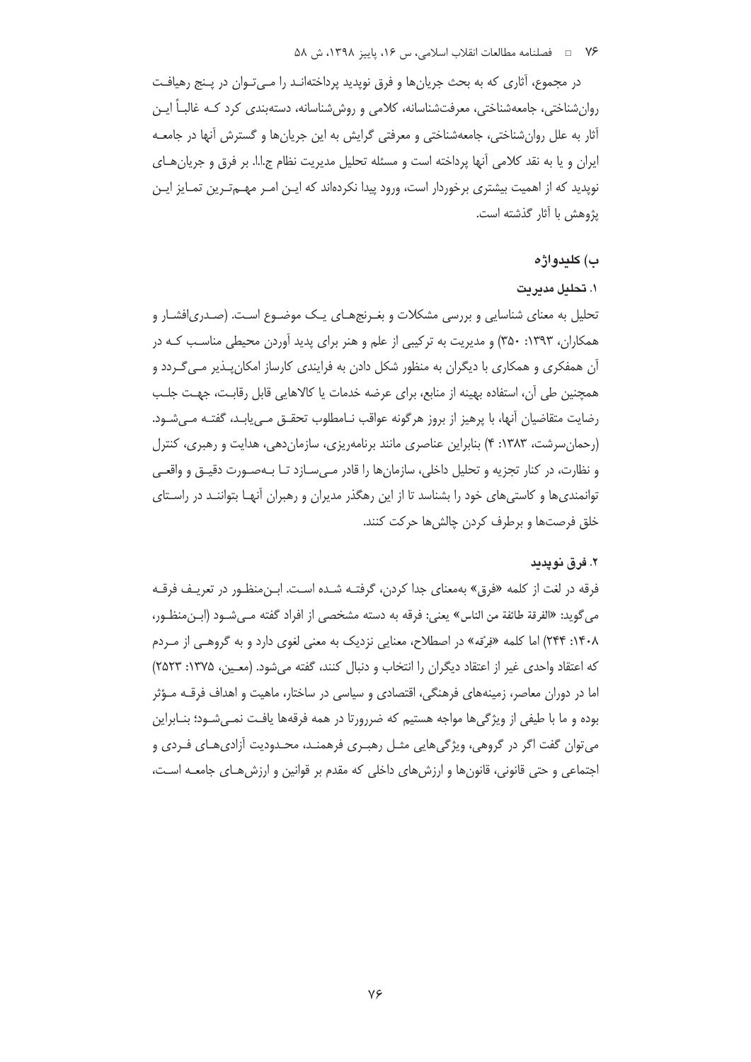در مجموع، آثاری که به بحث جریان‌ها و فرق نوپدید پرداخته‌اند را می‌توان در پنج رهیافت روان‌شناختی، جامعه‌شناختی، معرفت‌شناسانه، کلامی و روش‌شناسانه، دسته‌بندی کرد کـه غالباً ایـن آثار به علل روان‌شناختی، جامعه‌شناختی و معرفتی گرایش به این جریان‌ها و گسترش آنها در جامعـه ایران و یا به نقد کلامی آنها پرداخته است و مسئله تحلیل مدیریت نظام ج.ا.ا. بر فرق و جریان‌های نوپدید که از اهمیت بیشتری برخوردار است، ورود پیدا نکرده‌اند که ایـن امـر مهـم‌تـرین تمـایز ایـن پژوهش با آثار گذشته است.

### ب) کلیدواژه

#### ۱. تحلیل مدیریت

تحلیل به معنای شناسایی و بررسی مشکلات و بغـرنج‌هـای یـک موضـوع اسـت. (صـدری‌افشـار و همکاران، ۱۳۹۳: ۳۵۰) و مدیریت به ترکیبی از علم و هنر برای پدید آوردن محیطی مناسـب کـه در آن همفکری و همکاری با دیگران به منظور شکل دادن به فرایندی کارساز امکان‌پـذیر مـی‌گـردد و همچنین طی آن، استفاده بهینه از منابع، برای عرضه خدمات یا کالاهایی قابل رقابـت، جهـت جلـب رضایت متقاضیان آنها، با پرهیز از بروز هرگونه عواقب نـامطلوب تحقـق مـی‌یابـد، گفتـه مـی‌شـود. (رحمان‌سرشت، ۱۳۸۳: ۴) بنابراین عناصری مانند برنامه‌ریزی، سازمان‌دهی، هدایت و رهبری، کنترل و نظارت، در کنار تجزیه و تحلیل داخلی، سازمان‌ها را قادر مـی‌سـازد تـا بـه‌صـورت دقیـق و واقعـی توانمندی‌ها و کاستی‌های خود را بشناسد تا از این رهگذر مدیران و رهبران آنهـا بتواننـد در راسـتای خلق فرصت‌ها و برطرف کردن چالش‌ها حرکت کنند.

#### ۲. فرق نوپدید

فرقه در لغت از کلمه «فرق» به‌معنای جدا کردن، گرفتـه شـده اسـت. ابـن‌منظـور در تعریـف فرقـه می‌گوید: «الفرقة طائفة من الناس» یعنی: فرقه به دسته مشخصی از افراد گفته مـی‌شـود (ابـن‌منظـور، ۱۴۰۸: ۲۴۴) اما کلمه «فِرقه» در اصطلاح، معنایی نزدیک به معنی لغوی دارد و به گروهـی از مـردم که اعتقاد واحدی غیر از اعتقاد دیگران را انتخاب و دنبال کنند، گفته می‌شود. (معـین، ۱۳۷۵: ۲۵۲۳) اما در دوران معاصر، زمینه‌های فرهنگی، اقتصادی و سیاسی در ساختار، ماهیت و اهداف فرقـه مـؤثر بوده و ما با طیفی از ویژگی‌ها مواجه هستیم که ضرورتا در همه فرقه‌ها یافـت نمـی‌شـود؛ بنـابراین می‌توان گفت اگر در گروهی، ویژگی‌هایی مثـل رهبـری فرهمنـد، محـدودیت آزادی‌هـای فـردی و اجتماعی و حتی قانونی، قانون‌ها و ارزش‌های داخلی که مقدم بر قوانین و ارزش‌هـای جامعـه اسـت،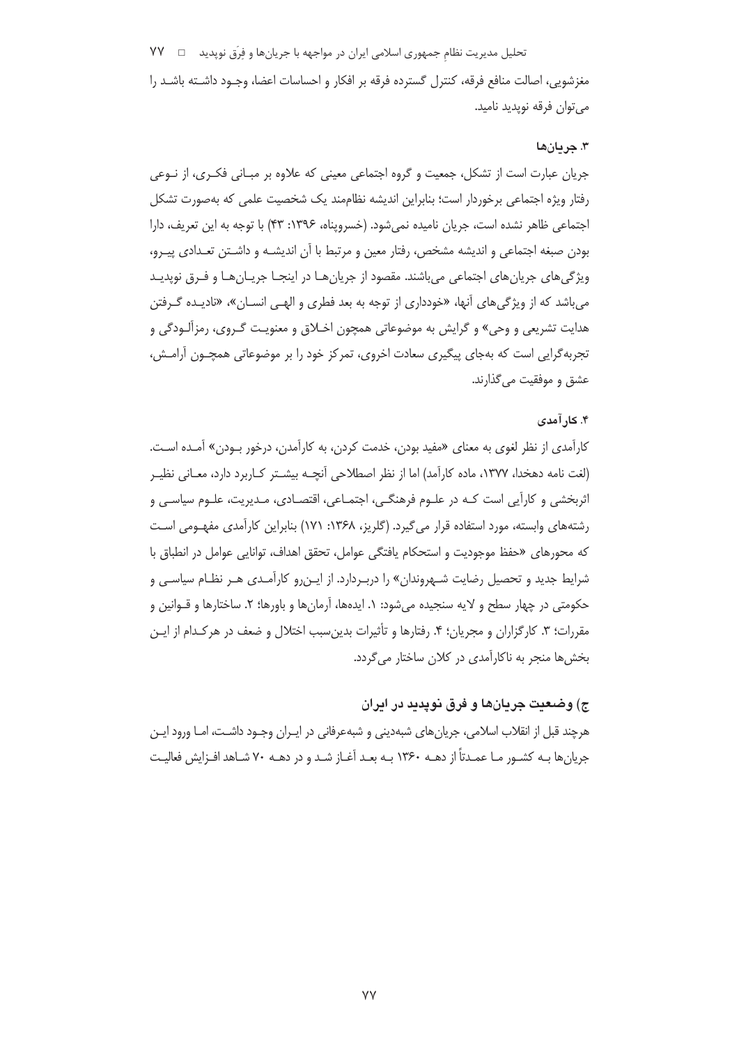مغزشویی، اصالت منافع فرقه، کنترل گسترده فرقه بر افکار و احساسات اعضا، وجود داشته باشد را می‌توان فرقه نوپدید نامید.

### ۳. جریان‌ها

جریان عبارت است از تشکل، جمعیت و گروه اجتماعی معینی که علاوه بر مبانی فکری، از نوعی رفتار ویژه اجتماعی برخوردار است؛ بنابراین اندیشه نظام‌مند یک شخصیت علمی که به‌صورت تشکل اجتماعی ظاهر نشده است، جریان نامیده نمی‌شود. (خسروپناه، ۱۳۹۶: ۴۳) با توجه به این تعریف، دارا بودن صبغه اجتماعی و اندیشه مشخص، رفتار معین و مرتبط با آن اندیشه و داشتن تعدادی پیرو، ویژگی‌های جریان‌های اجتماعی می‌باشند. مقصود از جریان‌ها در اینجا جریان‌ها و فرق نوپدید می‌باشد که از ویژگی‌های آنها، «خودداری از توجه به بعد فطری و الهی انسان»، «نادیده گرفتن هدایت تشریعی و وحی» و گرایش به موضوعاتی همچون اخلاق و معنویت گروی، رمزآلودگی و تجربه‌گرایی است که به‌جای پیگیری سعادت اخروی، تمرکز خود را بر موضوعاتی همچون آرامش، عشق و موفقیت می‌گذارند.

### ۴. کارآمدی

کارآمدی از نظر لغوی به معنای «مفید بودن، خدمت کردن، به کارآمدن، درخور بودن» آمده است. (لغت نامه دهخدا، ۱۳۷۷، ماده کارآمد) اما از نظر اصطلاحی آنچه بیشتر کاربرد دارد، معانی نظیر اثربخشی و کارآیی است که در علوم فرهنگی، اجتماعی، اقتصادی، مدیریت، علوم سیاسی و رشته‌های وابسته، مورد استفاده قرار می‌گیرد. (گلریز، ۱۳۶۸: ۱۷۱) بنابراین کارآمدی مفهومی است که محورهای «حفظ موجودیت و استحکام یافتگی عوامل، تحقق اهداف، توانایی عوامل در انطباق با شرایط جدید و تحصیل رضایت شهروندان» را دربردارد. از این‌رو کارآمدی هر نظام سیاسی و حکومتی در چهار سطح و لایه سنجیده می‌شود: ۱. ایده‌ها، آرمان‌ها و باورها؛ ۲. ساختارها و قوانین و مقررات؛ ۳. کارگزاران و مجریان؛ ۴. رفتارها و تأثیرات بدین‌سبب اختلال و ضعف در هرکدام از این بخش‌ها منجر به ناکارآمدی در کلان ساختار می‌گردد.

## ج) وضعیت جریان‌ها و فرق نوپدید در ایران

هرچند قبل از انقلاب اسلامی، جریان‌های شبه‌دینی و شبه‌عرفانی در ایران وجود داشت، اما ورود این جریان‌ها به کشور ما عمدتاً از دهه ۱۳۶۰ به بعد آغاز شد و در دهه ۷۰ شاهد افزایش فعالیت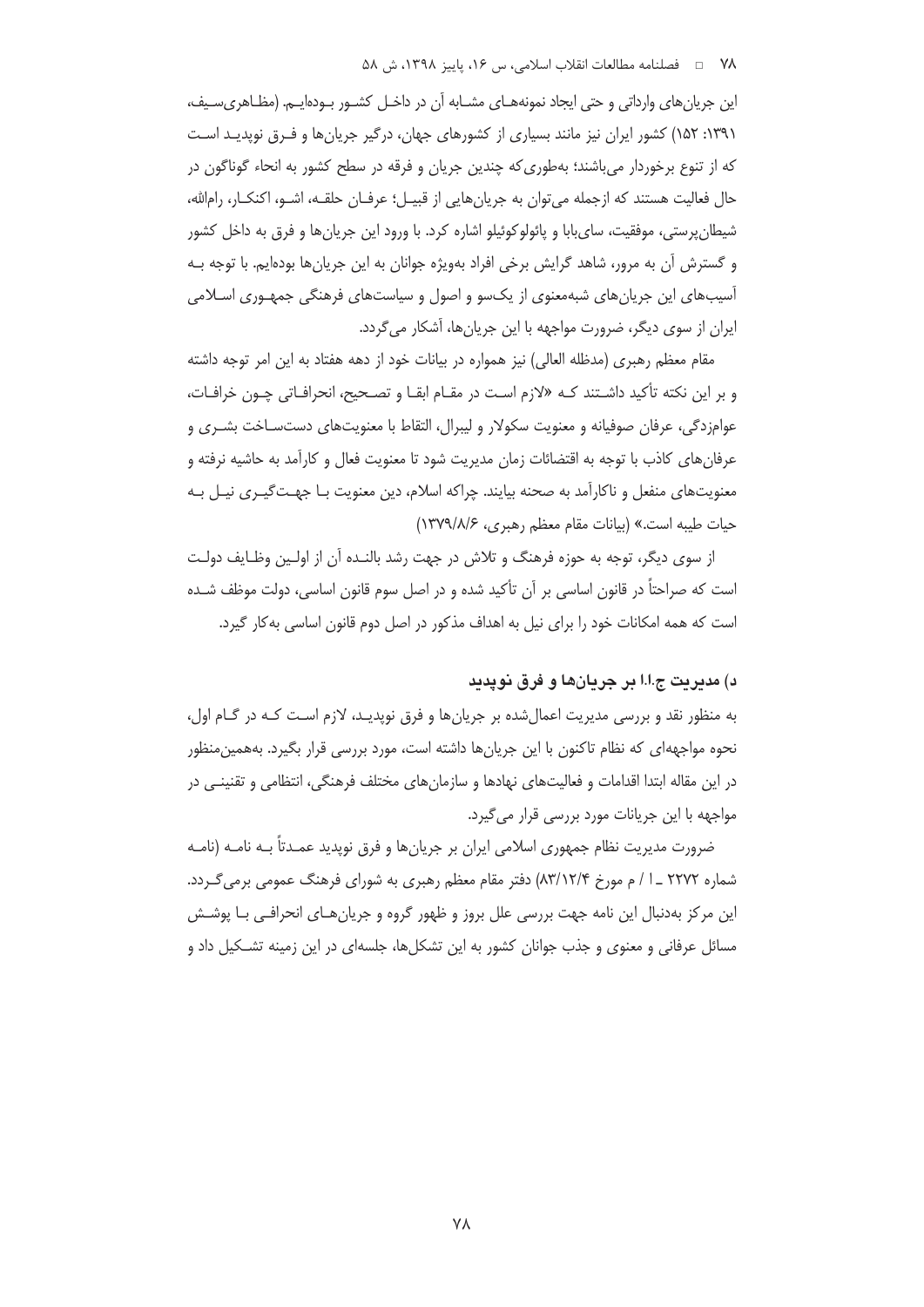این جریان‌های وارداتی و حتی ایجاد نمونه‌های مشابه آن در داخل کشور بوده‌ایم. (مظاهری‌سیف، ۱۳۹۱: ۱۵۲) کشور ایران نیز مانند بسیاری از کشورهای جهان، درگیر جریان‌ها و فرق نوپدید است که از تنوع برخوردار می‌باشند؛ به‌طوری‌که چندین جریان و فرقه در سطح کشور به انحاء گوناگون در حال فعالیت هستند که ازجمله می‌توان به جریان‌هایی از قبیل؛ عرفان حلقه، اشو، اکنکار، رام‌الله، شیطان‌پرستی، موفقیت، سای‌بابا و پائولوکوئیلو اشاره کرد. با ورود این جریان‌ها و فرق به داخل کشور و گسترش آن به مرور، شاهد گرایش برخی افراد به‌ویژه جوانان به این جریان‌ها بوده‌ایم. با توجه به آسیب‌های این جریان‌های شبه‌معنوی از یک‌سو و اصول و سیاست‌های فرهنگی جمهوری اسلامی ایران از سوی دیگر، ضرورت مواجهه با این جریان‌ها، آشکار می‌گردد.

مقام معظم رهبری (مدظله العالی) نیز همواره در بیانات خود از دهه هفتاد به این امر توجه داشته و بر این نکته تأکید داشتند که «لازم است در مقام ابقا و تصحیح، انحرافاتی چون خرافات، عوام‌زدگی، عرفان صوفیانه و معنویت سکولار و لیبرال، التقاط با معنویت‌های دست‌ساخت بشری و عرفان‌های کاذب با توجه به اقتضائات زمان مدیریت شود تا معنویت فعال و کارآمد به حاشیه نرفته و معنویت‌های منفعل و ناکارآمد به صحنه بیایند. چراکه اسلام، دین معنویت با جهت‌گیری نیل به حیات طیبه است.» (بیانات مقام معظم رهبری، ۱۳۷۹/۸/۶)

از سوی دیگر، توجه به حوزه فرهنگ و تلاش در جهت رشد بالنده آن از اولین وظایف دولت است که صراحتاً در قانون اساسی بر آن تأکید شده و در اصل سوم قانون اساسی، دولت موظف شده است که همه امکانات خود را برای نیل به اهداف مذکور در اصل دوم قانون اساسی به‌کار گیرد.

### د) مدیریت ج.ا.ا بر جریان‌ها و فرق نوپدید

به منظور نقد و بررسی مدیریت اعمال‌شده بر جریان‌ها و فرق نوپدید، لازم است که در گام اول، نحوه مواجهه‌ای که نظام تاکنون با این جریان‌ها داشته است، مورد بررسی قرار بگیرد. به‌همین‌منظور در این مقاله ابتدا اقدامات و فعالیت‌های نهادها و سازمان‌های مختلف فرهنگی، انتظامی و تقنینی در مواجهه با این جریانات مورد بررسی قرار می‌گیرد.

ضرورت مدیریت نظام جمهوری اسلامی ایران بر جریان‌ها و فرق نوپدید عمدتاً به نامه (نامه شماره ۲۲۷۲ ـ ا / م مورخ ۸۳/۱۲/۴) دفتر مقام معظم رهبری به شورای فرهنگ عمومی برمی‌گردد. این مرکز به‌دنبال این نامه جهت بررسی علل بروز و ظهور گروه و جریان‌های انحرافی با پوشش مسائل عرفانی و معنوی و جذب جوانان کشور به این تشکل‌ها، جلسه‌ای در این زمینه تشکیل داد و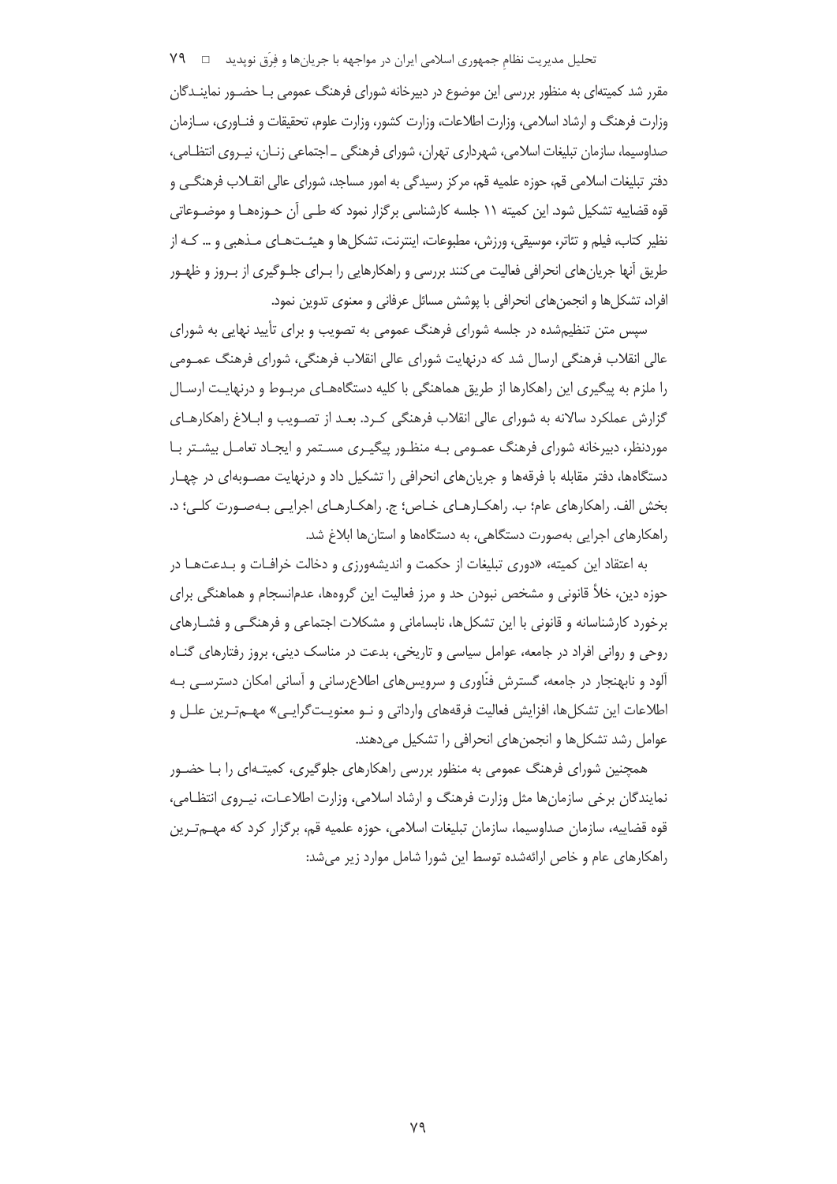مقرر شد کمیته‌ای به منظور بررسی این موضوع در دبیرخانه شورای فرهنگ عمومی با حضور نمایندگان وزارت فرهنگ و ارشاد اسلامی، وزارت اطلاعات، وزارت کشور، وزارت علوم، تحقیقات و فناوری، سازمان صداوسیما، سازمان تبلیغات اسلامی، شهرداری تهران، شورای فرهنگی ـ اجتماعی زنان، نیروی انتظامی، دفتر تبلیغات اسلامی قم، حوزه علمیه قم، مرکز رسیدگی به امور مساجد، شورای عالی انقلاب فرهنگی و قوه قضاییه تشکیل شود. این کمیته ۱۱ جلسه کارشناسی برگزار نمود که طی آن حوزه‌ها و موضوعاتی نظیر کتاب، فیلم و تئاتر، موسیقی، ورزش، مطبوعات، اینترنت، تشکل‌ها و هیئت‌های مذهبی و ... که از طریق آنها جریان‌های انحرافی فعالیت می‌کنند بررسی و راهکارهایی را برای جلوگیری از بروز و ظهور افراد، تشکل‌ها و انجمن‌های انحرافی با پوشش مسائل عرفانی و معنوی تدوین نمود.

سپس متن تنظیم‌شده در جلسه شورای فرهنگ عمومی به تصویب و برای تأیید نهایی به شورای عالی انقلاب فرهنگی ارسال شد که درنهایت شورای عالی انقلاب فرهنگی، شورای فرهنگ عمومی را ملزم به پیگیری این راهکارها از طریق هماهنگی با کلیه دستگاه‌های مربوط و درنهایت ارسال گزارش عملکرد سالانه به شورای عالی انقلاب فرهنگی کرد. بعد از تصویب و ابلاغ راهکارهای موردنظر، دبیرخانه شورای فرهنگ عمومی به منظور پیگیری مستمر و ایجاد تعامل بیشتر با دستگاه‌ها، دفتر مقابله با فرقه‌ها و جریان‌های انحرافی را تشکیل داد و درنهایت مصوبه‌ای در چهار بخش الف. راهکارهای عام؛ ب. راهکارهای خاص؛ ج. راهکارهای اجرایی به‌صورت کلی؛ د. راهکارهای اجرایی به‌صورت دستگاهی، به دستگاه‌ها و استان‌ها ابلاغ شد.

به اعتقاد این کمیته، «دوری تبلیغات از حکمت و اندیشه‌ورزی و دخالت خرافات و بدعت‌ها در حوزه دین، خلأ قانونی و مشخص نبودن حد و مرز فعالیت این گروه‌ها، عدم‌انسجام و هماهنگی برای برخورد کارشناسانه و قانونی با این تشکل‌ها، نابسامانی و مشکلات اجتماعی و فرهنگی و فشارهای روحی و روانی افراد در جامعه، عوامل سیاسی و تاریخی، بدعت در مناسک دینی، بروز رفتارهای گناه آلود و نابهنجار در جامعه، گسترش فنّاوری و سرویس‌های اطلاع‌رسانی و آسانی امکان دسترسی به اطلاعات این تشکل‌ها، افزایش فعالیت فرقه‌های وارداتی و نو معنویت‌گرایی» مهم‌ترین علل و عوامل رشد تشکل‌ها و انجمن‌های انحرافی را تشکیل می‌دهند.

همچنین شورای فرهنگ عمومی به منظور بررسی راهکارهای جلوگیری، کمیته‌ای را با حضور نمایندگان برخی سازمان‌ها مثل وزارت فرهنگ و ارشاد اسلامی، وزارت اطلاعات، نیروی انتظامی، قوه قضاییه، سازمان صداوسیما، سازمان تبلیغات اسلامی، حوزه علمیه قم، برگزار کرد که مهم‌ترین راهکارهای عام و خاص ارائه‌شده توسط این شورا شامل موارد زیر می‌شد: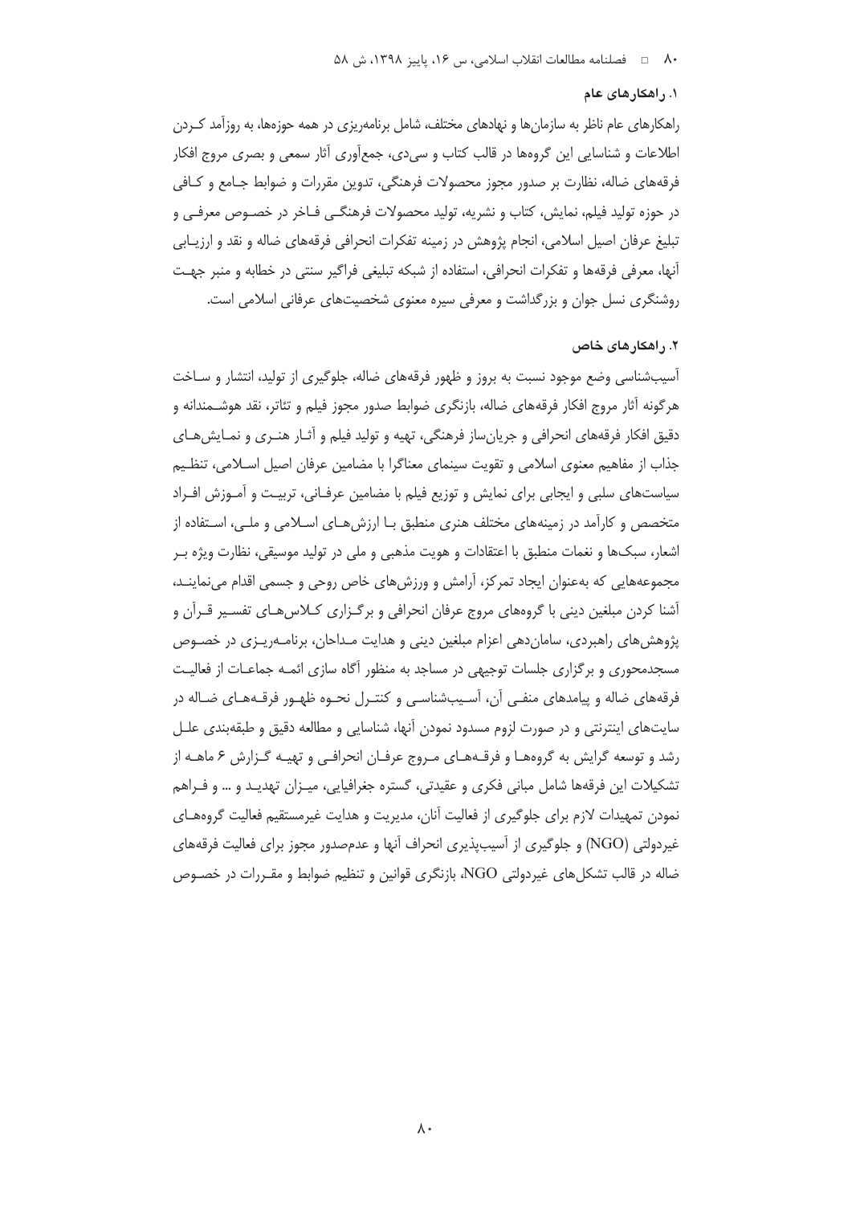### ۱. راهکارهای عام

راهکارهای عام ناظر به سازمان‌ها و نهادهای مختلف، شامل برنامه‌ریزی در همه حوزه‌ها، به روزآمد کردن اطلاعات و شناسایی این گروه‌ها در قالب کتاب و سی‌دی، جمع‌آوری آثار سمعی و بصری مروج افکار فرقه‌های ضاله، نظارت بر صدور مجوز محصولات فرهنگی، تدوین مقررات و ضوابط جامع و کافی در حوزه تولید فیلم، نمایش، کتاب و نشریه، تولید محصولات فرهنگی فاخر در خصوص معرفی و تبلیغ عرفان اصیل اسلامی، انجام پژوهش در زمینه تفکرات انحرافی فرقه‌های ضاله و نقد و ارزیابی آنها، معرفی فرقه‌ها و تفکرات انحرافی، استفاده از شبکه تبلیغی فراگیر سنتی در خطابه و منبر جهت روشنگری نسل جوان و بزرگداشت و معرفی سیره معنوی شخصیت‌های عرفانی اسلامی است.

### ۲. راهکارهای خاص

آسیب‌شناسی وضع موجود نسبت به بروز و ظهور فرقه‌های ضاله، جلوگیری از تولید، انتشار و ساخت هرگونه آثار مروج افکار فرقه‌های ضاله، بازنگری ضوابط صدور مجوز فیلم و تئاتر، نقد هوشمندانه و دقیق افکار فرقه‌های انحرافی و جریان‌ساز فرهنگی، تهیه و تولید فیلم و آثار هنری و نمایش‌های جذاب از مفاهیم معنوی اسلامی و تقویت سینمای معناگرا با مضامین عرفان اصیل اسلامی، تنظیم سیاست‌های سلبی و ایجابی برای نمایش و توزیع فیلم با مضامین عرفانی، تربیت و آموزش افراد متخصص و کارآمد در زمینه‌های مختلف هنری منطبق با ارزش‌های اسلامی و ملی، استفاده از اشعار، سبک‌ها و نغمات منطبق با اعتقادات و هویت مذهبی و ملی در تولید موسیقی، نظارت ویژه بر مجموعه‌هایی که به‌عنوان ایجاد تمرکز، آرامش و ورزش‌های خاص روحی و جسمی اقدام می‌نمایند، آشنا کردن مبلغین دینی با گروه‌های مروج عرفان انحرافی و برگزاری کلاس‌های تفسیر قرآن و پژوهش‌های راهبردی، سامان‌دهی اعزام مبلغین دینی و هدایت مداحان، برنامه‌ریزی در خصوص مسجدمحوری و برگزاری جلسات توجیهی در مساجد به منظور آگاه سازی ائمه جماعات از فعالیت فرقه‌های ضاله و پیامدهای منفی آن، آسیب‌شناسی و کنترل نحوه ظهور فرقه‌های ضاله در سایت‌های اینترنتی و در صورت لزوم مسدود نمودن آنها، شناسایی و مطالعه دقیق و طبقه‌بندی علل رشد و توسعه گرایش به گروه‌ها و فرقه‌های مروج عرفان انحرافی و تهیه گزارش ۶ ماهه از تشکیلات این فرقه‌ها شامل مبانی فکری و عقیدتی، گستره جغرافیایی، میزان تهدید و ... و فراهم نمودن تمهیدات لازم برای جلوگیری از فعالیت آنان، مدیریت و هدایت غیرمستقیم فعالیت گروه‌های غیردولتی (NGO) و جلوگیری از آسیب‌پذیری انحراف آنها و عدم‌صدور مجوز برای فعالیت فرقه‌های ضاله در قالب تشکل‌های غیردولتی NGO، بازنگری قوانین و تنظیم ضوابط و مقررات در خصوص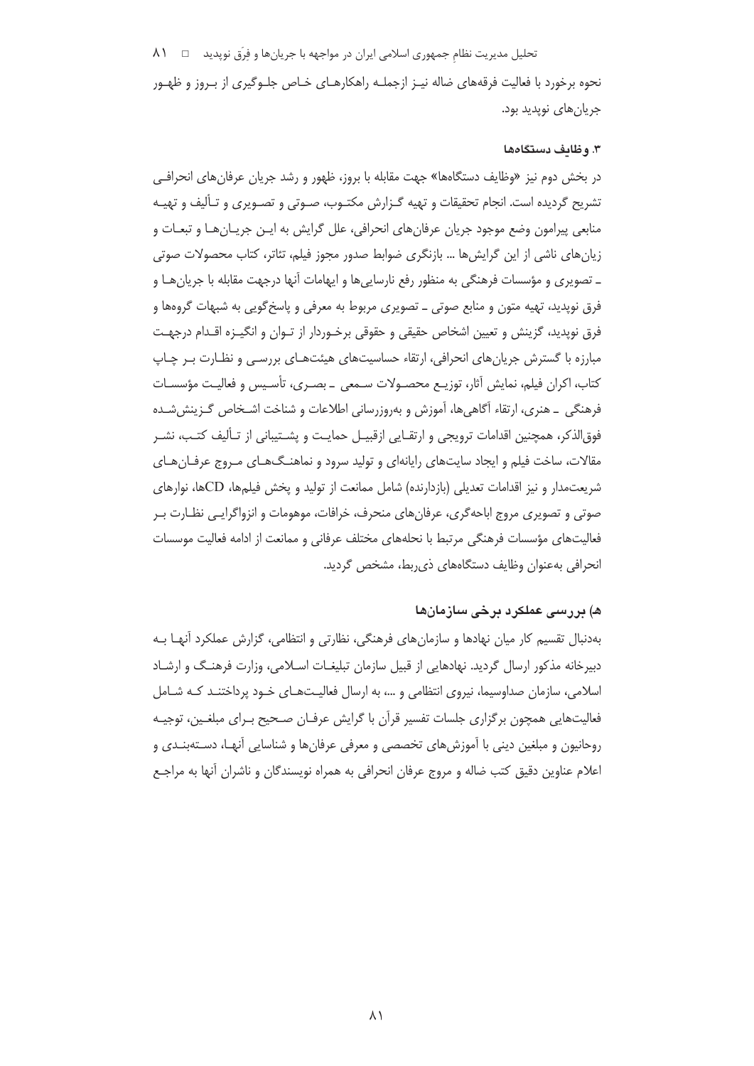نحوه برخورد با فعالیت فرقه‌های ضاله نیز ازجمله راهکارهای خاص جلوگیری از بروز و ظهور جریان‌های نوپدید بود.

#### ۳. وظایف دستگاه‌ها

در بخش دوم نیز «وظایف دستگاه‌ها» جهت مقابله با بروز، ظهور و رشد جریان عرفان‌های انحرافی تشریح گردیده است. انجام تحقیقات و تهیه گزارش مکتوب، صوتی و تصویری و تألیف و تهیه منابعی پیرامون وضع موجود جریان عرفان‌های انحرافی، علل گرایش به این جریان‌ها و تبعات و زیان‌های ناشی از این گرایش‌ها ... بازنگری ضوابط صدور مجوز فیلم، تئاتر، کتاب محصولات صوتی ـ تصویری و مؤسسات فرهنگی به منظور رفع نارسایی‌ها و ابهامات آنها درجهت مقابله با جریان‌ها و فرق نوپدید، تهیه متون و منابع صوتی ـ تصویری مربوط به معرفی و پاسخ‌گویی به شبهات گروه‌ها و فرق نوپدید، گزینش و تعیین اشخاص حقیقی و حقوقی برخوردار از توان و انگیزه اقدام درجهت مبارزه با گسترش جریان‌های انحرافی، ارتقاء حساسیت‌های هیئت‌های بررسی و نظارت بر چاپ کتاب، اکران فیلم، نمایش آثار، توزیع محصولات سمعی ـ بصری، تأسیس و فعالیت مؤسسات فرهنگی ـ هنری، ارتقاء آگاهی‌ها، آموزش و به‌روزرسانی اطلاعات و شناخت اشخاص گزینش‌شده فوق‌الذکر، همچنین اقدامات ترویجی و ارتقایی ازقبیل حمایت و پشتیبانی از تألیف کتب، نشر مقالات، ساخت فیلم و ایجاد سایت‌های رایانه‌ای و تولید سرود و نماهنگ‌های مروج عرفان‌های شریعت‌مدار و نیز اقدامات تعدیلی (بازدارنده) شامل ممانعت از تولید و پخش فیلم‌ها، CDها، نوارهای صوتی و تصویری مروج اباحه‌گری، عرفان‌های منحرف، خرافات، موهومات و انزواگرایی نظارت بر فعالیت‌های مؤسسات فرهنگی مرتبط با نحله‌های مختلف عرفانی و ممانعت از ادامه فعالیت موسسات انحرافی به‌عنوان وظایف دستگاه‌های ذی‌ربط، مشخص گردید.

### هـ) بررسی عملکرد برخی سازمان‌ها

به‌دنبال تقسیم کار میان نهادها و سازمان‌های فرهنگی، نظارتی و انتظامی، گزارش عملکرد آنها به دبیرخانه مذکور ارسال گردید. نهادهایی از قبیل سازمان تبلیغات اسلامی، وزارت فرهنگ و ارشاد اسلامی، سازمان صداوسیما، نیروی انتظامی و ...، به ارسال فعالیت‌های خود پرداختند که شامل فعالیت‌هایی همچون برگزاری جلسات تفسیر قرآن با گرایش عرفان صحیح برای مبلغین، توجیه روحانیون و مبلغین دینی با آموزش‌های تخصصی و معرفی عرفان‌ها و شناسایی آنها، دسته‌بندی و اعلام عناوین دقیق کتب ضاله و مروج عرفان انحرافی به همراه نویسندگان و ناشران آنها به مراجع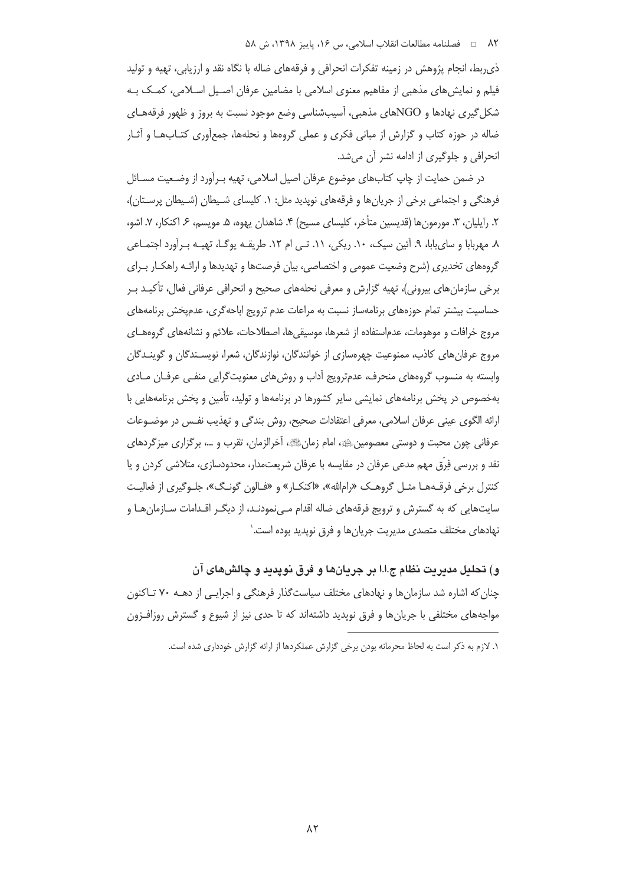ذی‌ربط، انجام پژوهش در زمینه تفکرات انحرافی و فرقه‌های ضاله با نگاه نقد و ارزیابی، تهیه و تولید فیلم و نمایش‌های مذهبی از مفاهیم معنوی اسلامی با مضامین عرفان اصیل اسلامی، کمک به شکل‌گیری نهادها و NGOهای مذهبی، آسیب‌شناسی وضع موجود نسبت به بروز و ظهور فرقه‌های ضاله در حوزه کتاب و گزارش از مبانی فکری و عملی گروه‌ها و نحله‌ها، جمع‌آوری کتاب‌ها و آثار انحرافی و جلوگیری از ادامه نشر آن می‌شد.

در ضمن حمایت از چاپ کتاب‌های موضوع عرفان اصیل اسلامی، تهیه برآورد از وضعیت مسائل فرهنگی و اجتماعی برخی از جریان‌ها و فرقه‌های نوپدید مثل: ۱. کلیسای شیطان (شیطان پرستان)، ۲. رایلیان، ۳. مورمون‌ها (قدیسین متأخر، کلیسای مسیح) ۴. شاهدان یهوه، ۵. مویسم، ۶. اکنکار، ۷. اشو، ۸. مهربابا و سای‌بابا، ۹. آئین سیک، ۱۰. ریکی، ۱۱. تی ام ۱۲. طریقه یوگا، تهیه برآورد اجتماعی گروه‌های تخدیری (شرح وضعیت عمومی و اختصاصی، بیان فرصت‌ها و تهدیدها و ارائه راهکار برای برخی سازمان‌های بیرونی)، تهیه گزارش و معرفی نحله‌های صحیح و انحرافی عرفانی فعال، تأکید بر حساسیت بیشتر تمام حوزه‌های برنامه‌ساز نسبت به مراعات عدم ترویج اباحه‌گری، عدم‌پخش برنامه‌های مروج خرافات و موهومات، عدم‌استفاده از شعرها، موسیقی‌ها، اصطلاحات، علائم و نشانه‌های گروه‌های مروج عرفان‌های کاذب، ممنوعیت چهره‌سازی از خوانندگان، نوازندگان، شعرا، نویسندگان و گویندگان وابسته به منسوب گروه‌های منحرف، عدم‌ترویج آداب و روش‌های معنویت‌گرایی منفی عرفان مادی به‌خصوص در پخش برنامه‌های نمایشی سایر کشورها در برنامه‌ها و تولید، تأمین و پخش برنامه‌هایی با ارائه الگوی عینی عرفان اسلامی، معرفی اعتقادات صحیح، روش بندگی و تهذیب نفس در موضوعات عرفانی چون محبت و دوستی معصومین، امام زمان، آخرالزمان، تقرب و ...، برگزاری میزگردهای نقد و بررسی فِرَق مهم مدعی عرفان در مقایسه با عرفان شریعت‌مدار، محدودسازی، متلاشی کردن و یا کنترل برخی فرقه‌ها مثل گروهک «رام‌الله»، «اکنکار» و «فالون گونگ»، جلوگیری از فعالیت سایت‌هایی که به گسترش و ترویج فرقه‌های ضاله اقدام می‌نمودند، از دیگر اقدامات سازمان‌ها و نهادهای مختلف متصدی مدیریت جریان‌ها و فرق نوپدید بوده است.[۱]

### و) تحلیل مدیریت نظام ج.ا.ا بر جریان‌ها و فرق نوپدید و چالش‌های آن

چنان‌که اشاره شد سازمان‌ها و نهادهای مختلف سیاست‌گذار فرهنگی و اجرایی از دهه ۷۰ تاکنون مواجهه‌های مختلفی با جریان‌ها و فرق نوپدید داشته‌اند که تا حدی نیز از شیوع و گسترش روزافزون

---

۱. لازم به ذکر است به لحاظ محرمانه بودن برخی گزارش عملکردها از ارائه گزارش خودداری شده است.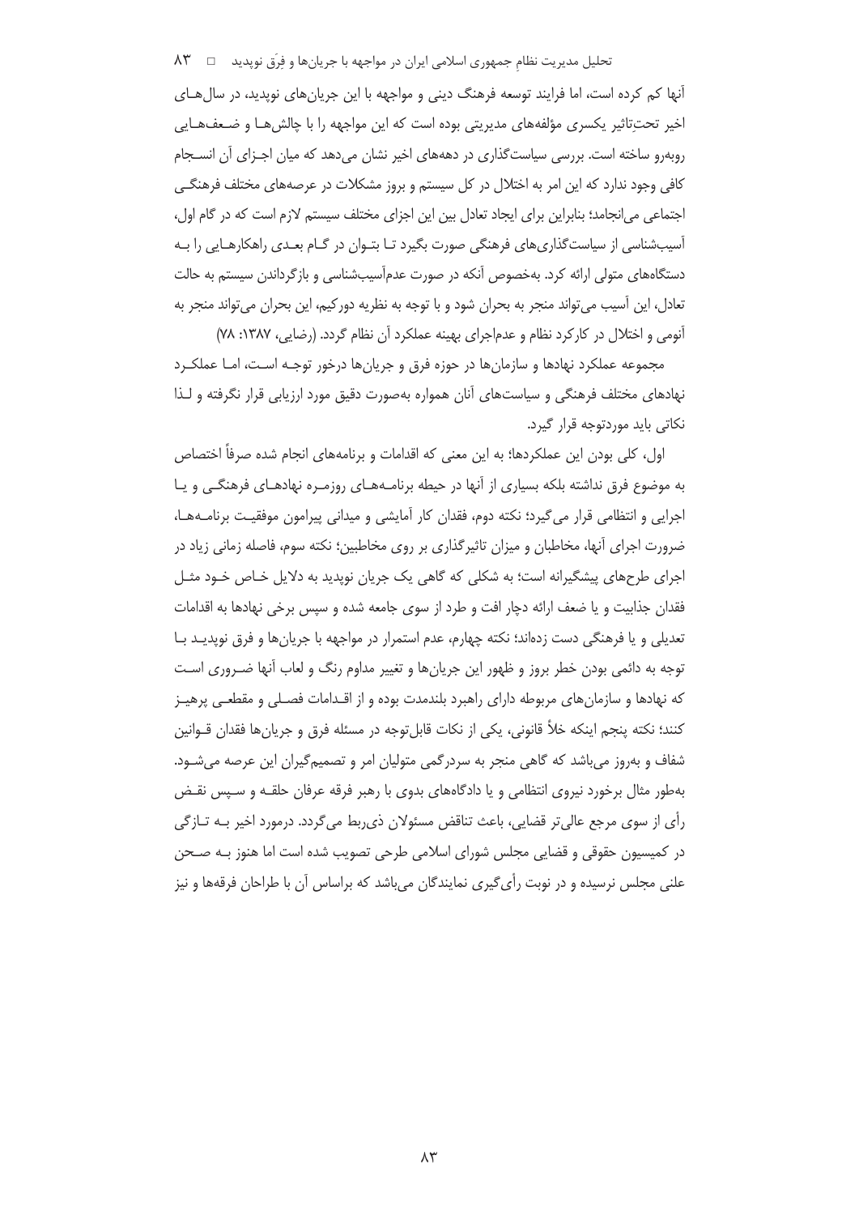آنها کم کرده است، اما فرایند توسعه فرهنگ دینی و مواجهه با این جریان‌های نوپدید، در سال‌های اخیر تحت‌تاثیر یکسری مؤلفه‌های مدیریتی بوده است که این مواجهه را با چالش‌ها و ضعف‌هایی روبه‌رو ساخته است. بررسی سیاست‌گذاری در دهه‌های اخیر نشان می‌دهد که میان اجزای آن انسجام کافی وجود ندارد که این امر به اختلال در کل سیستم و بروز مشکلات در عرصه‌های مختلف فرهنگی اجتماعی می‌انجامد؛ بنابراین برای ایجاد تعادل بین این اجزای مختلف سیستم لازم است که در گام اول، آسیب‌شناسی از سیاست‌گذاری‌های فرهنگی صورت بگیرد تا بتوان در گام بعدی راهکارهایی را به دستگاه‌های متولی ارائه کرد. به‌خصوص آنکه در صورت عدم‌آسیب‌شناسی و بازگرداندن سیستم به حالت تعادل، این آسیب می‌تواند منجر به بحران شود و با توجه به نظریه دورکیم، این بحران می‌تواند منجر به آنومی و اختلال در کارکرد نظام و عدم‌اجرای بهینه عملکرد آن نظام گردد. (رضایی، ۱۳۸۷: ۷۸)

مجموعه عملکرد نهادها و سازمان‌ها در حوزه فرق و جریان‌ها درخور توجه است، اما عملکرد نهادهای مختلف فرهنگی و سیاست‌های آنان همواره به‌صورت دقیق مورد ارزیابی قرار نگرفته و لذا نکاتی باید موردتوجه قرار گیرد.

اول، کلی بودن این عملکردها؛ به این معنی که اقدامات و برنامه‌های انجام شده صرفاً اختصاص به موضوع فرق نداشته بلکه بسیاری از آنها در حیطه برنامه‌های روزمره نهادهای فرهنگی و یا اجرایی و انتظامی قرار می‌گیرد؛ نکته دوم، فقدان کار آمایشی و میدانی پیرامون موفقیت برنامه‌ها، ضرورت اجرای آنها، مخاطبان و میزان تاثیرگذاری بر روی مخاطبین؛ نکته سوم، فاصله زمانی زیاد در اجرای طرح‌های پیشگیرانه است؛ به شکلی که گاهی یک جریان نوپدید به دلایل خاص خود مثل فقدان جذابیت و یا ضعف ارائه دچار افت و طرد از سوی جامعه شده و سپس برخی نهادها به اقدامات تعدیلی و یا فرهنگی دست زده‌اند؛ نکته چهارم، عدم استمرار در مواجهه با جریان‌ها و فرق نوپدید با توجه به دائمی بودن خطر بروز و ظهور این جریان‌ها و تغییر مداوم رنگ و لعاب آنها ضروری است که نهادها و سازمان‌های مربوطه دارای راهبرد بلندمدت بوده و از اقدامات فصلی و مقطعی پرهیز کنند؛ نکته پنجم اینکه خلأ قانونی، یکی از نکات قابل‌توجه در مسئله فرق و جریان‌ها فقدان قوانین شفاف و به‌روز می‌باشد که گاهی منجر به سردرگمی متولیان امر و تصمیم‌گیران این عرصه می‌شود. به‌طور مثال برخورد نیروی انتظامی و یا دادگاه‌های بدوی با رهبر فرقه عرفان حلقه و سپس نقض رأی از سوی مرجع عالی‌تر قضایی، باعث تناقض مسئولان ذی‌ربط می‌گردد. درمورد اخیر به تازگی در کمیسیون حقوقی و قضایی مجلس شورای اسلامی طرحی تصویب شده است اما هنوز به صحن علنی مجلس نرسیده و در نوبت رأی‌گیری نمایندگان می‌باشد که براساس آن با طراحان فرقه‌ها و نیز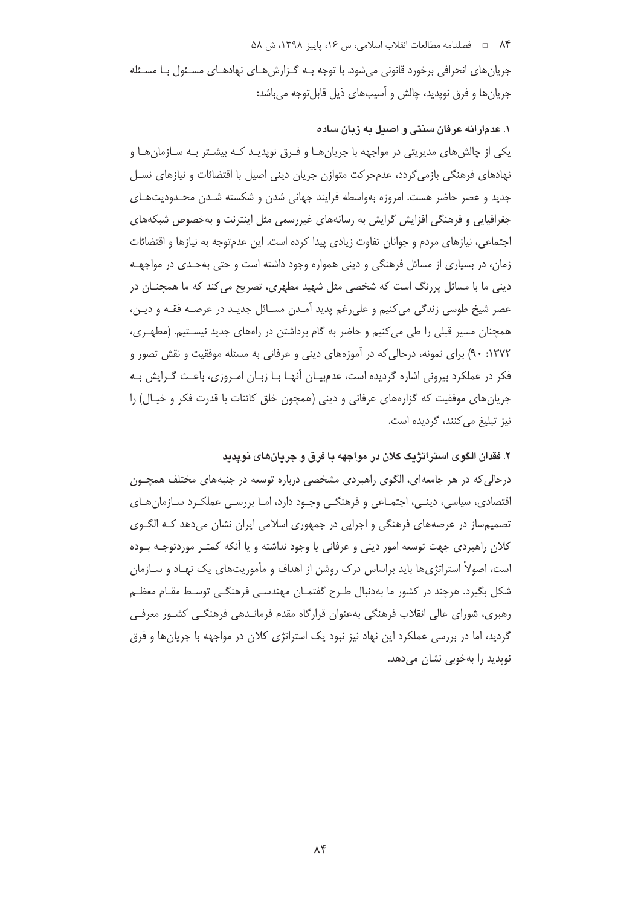جریان‌های انحرافی برخورد قانونی می‌شود. با توجه بـه گـزارش‌هـای نهادهـای مسـئول بـا مسـئله جریان‌ها و فرق نوپدید، چالش و آسیب‌های ذیل قابل‌توجه می‌باشد:

### ۱. عدم‌ارائه عرفان سنتی و اصیل به زبان ساده

یکی از چالش‌های مدیریتی در مواجهه با جریان‌هـا و فـرق نوپدیـد کـه بیشـتر بـه سـازمان‌هـا و نهادهای فرهنگی بازمی‌گردد، عدم‌حرکت متوازن جریان دینی اصیل با اقتضائات و نیازهای نسـل جدید و عصر حاضر هست. امروزه به‌واسطه فرایند جهانی شدن و شکسته شـدن محـدودیت‌هـای جغرافیایی و فرهنگی افزایش گرایش به رسانه‌های غیررسمی مثل اینترنت و به‌خصوص شبکه‌های اجتماعی، نیازهای مردم و جوانان تفاوت زیادی پیدا کرده است. این عدم‌توجه به نیازها و اقتضائات زمان، در بسیاری از مسائل فرهنگی و دینی همواره وجود داشته است و حتی به‌حـدی در مواجهـه دینی ما با مسائل پررنگ است که شخصی مثل شهید مطهری، تصریح می‌کند که ما همچنـان در عصر شیخ طوسی زندگی می‌کنیم و علی‌رغم پدید آمـدن مسـائل جدیـد در عرصـه فقـه و دیـن، همچنان مسیر قبلی را طی می‌کنیم و حاضر به گام برداشتن در راه‌های جدید نیسـتیم. (مطهـری، ۱۳۷۲: ۹۰) برای نمونه، درحالی‌که در آموزه‌های دینی و عرفانی به مسئله موفقیت و نقش تصور و فکر در عملکرد بیرونی اشاره گردیده است، عدم‌بیـان آنهـا بـا زبـان امـروزی، باعـث گـرایش بـه جریان‌های موفقیت که گزاره‌های عرفانی و دینی (همچون خلق کائنات با قدرت فکر و خیـال) را نیز تبلیغ می‌کنند، گردیده است.

### ۲. فقدان الگوی استراتژیک کلان در مواجهه با فرق و جریان‌های نوپدید

درحالی‌که در هر جامعه‌ای، الگوی راهبردی مشخصی درباره توسعه در جنبه‌های مختلف همچـون اقتصادی، سیاسی، دینـی، اجتمـاعی و فرهنگـی وجـود دارد، امـا بررسـی عملکـرد سـازمان‌هـای تصمیم‌ساز در عرصه‌های فرهنگی و اجرایی در جمهوری اسلامی ایران نشان می‌دهد کـه الگـوی کلان راهبردی جهت توسعه امور دینی و عرفانی یا وجود نداشته و یا آنکه کمتـر موردتوجـه بـوده است، اصولاً استراتژی‌ها باید براساس درک روشن از اهداف و مأموریت‌های یک نهـاد و سـازمان شکل بگیرد. هرچند در کشور ما به‌دنبال طـرح گفتمـان مهندسـی فرهنگـی توسـط مقـام معظـم رهبری، شورای عالی انقلاب فرهنگی به‌عنوان قرارگاه مقدم فرمانـدهی فرهنگـی کشـور معرفـی گردید، اما در بررسی عملکرد این نهاد نیز نبود یک استراتژی کلان در مواجهه با جریان‌ها و فرق نوپدید را به‌خوبی نشان می‌دهد.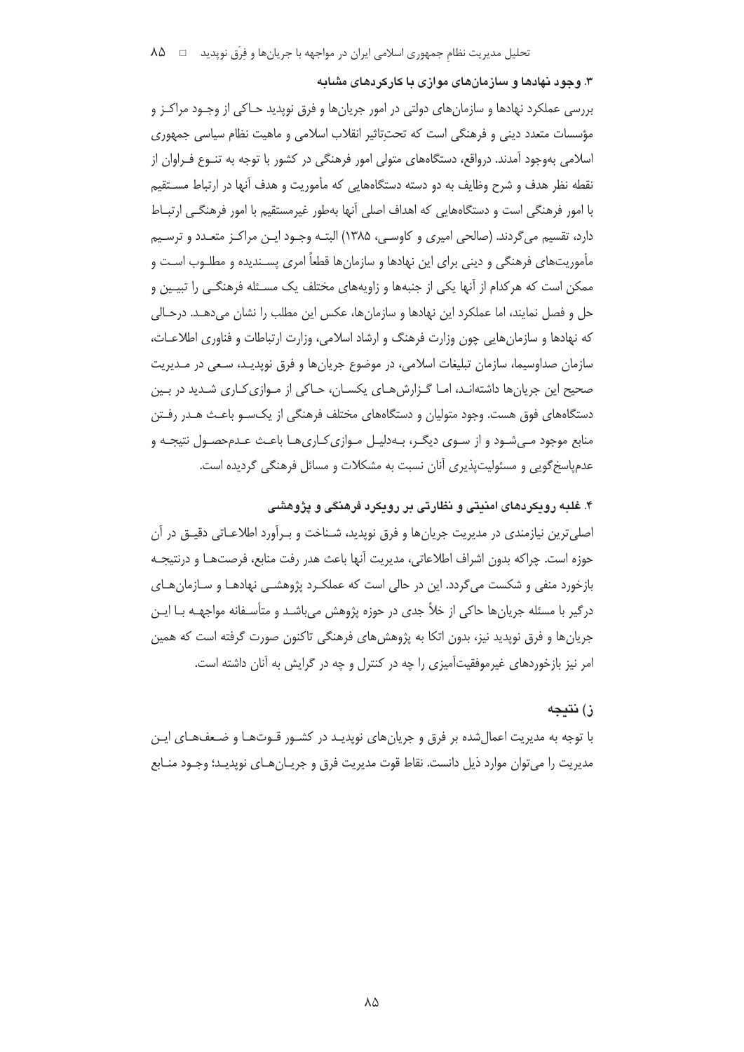### ۳. وجود نهادها و سازمان‌های موازی با کارکردهای مشابه

بررسی عملکرد نهادها و سازمان‌های دولتی در امور جریان‌ها و فرق نوپدید حاکی از وجود مراکز و مؤسسات متعدد دینی و فرهنگی است که تحت‌تاثیر انقلاب اسلامی و ماهیت نظام سیاسی جمهوری اسلامی به‌وجود آمدند. درواقع، دستگاه‌های متولی امور فرهنگی در کشور با توجه به تنوع فراوان از نقطه نظر هدف و شرح وظایف به دو دسته دستگاه‌هایی که مأموریت و هدف آنها در ارتباط مستقیم با امور فرهنگی است و دستگاه‌هایی که اهداف اصلی آنها به‌طور غیرمستقیم با امور فرهنگی ارتباط دارد، تقسیم می‌گردند. (صالحی امیری و کاوسی، ۱۳۸۵) البته وجود این مراکز متعدد و ترسیم مأموریت‌های فرهنگی و دینی برای این نهادها و سازمان‌ها قطعاً امری پسندیده و مطلوب است و ممکن است که هرکدام از آنها یکی از جنبه‌ها و زاویه‌های مختلف یک مسئله فرهنگی را تبیین و حل و فصل نمایند، اما عملکرد این نهادها و سازمان‌ها، عکس این مطلب را نشان می‌دهد. درحالی که نهادها و سازمان‌هایی چون وزارت فرهنگ و ارشاد اسلامی، وزارت ارتباطات و فناوری اطلاعات، سازمان صداوسیما، سازمان تبلیغات اسلامی، در موضوع جریان‌ها و فرق نوپدید، سعی در مدیریت صحیح این جریان‌ها داشته‌اند، اما گزارش‌های یکسان، حاکی از موازی‌کاری شدید در بین دستگاه‌های فوق هست. وجود متولیان و دستگاه‌های مختلف فرهنگی از یک‌سو باعث هدر رفتن منابع موجود می‌شود و از سوی دیگر، به‌دلیل موازی‌کاری‌ها باعث عدم‌حصول نتیجه و عدم‌پاسخ‌گویی و مسئولیت‌پذیری آنان نسبت به مشکلات و مسائل فرهنگی گردیده است.

### ۴. غلبه رویکردهای امنیتی و نظارتی بر رویکرد فرهنگی و پژوهشی

اصلی‌ترین نیازمندی در مدیریت جریان‌ها و فرق نوپدید، شناخت و برآورد اطلاعاتی دقیق در آن حوزه است. چراکه بدون اشراف اطلاعاتی، مدیریت آنها باعث هدر رفت منابع، فرصت‌ها و درنتیجه بازخورد منفی و شکست می‌گردد. این در حالی است که عملکرد پژوهشی نهادها و سازمان‌های درگیر با مسئله جریان‌ها حاکی از خلأ جدی در حوزه پژوهش می‌باشد و متأسفانه مواجهه با این جریان‌ها و فرق نوپدید نیز، بدون اتکا به پژوهش‌های فرهنگی تاکنون صورت گرفته است که همین امر نیز بازخوردهای غیرموفقیت‌آمیزی را چه در کنترل و چه در گرایش به آنان داشته است.

## ز) نتیجه

با توجه به مدیریت اعمال‌شده بر فرق و جریان‌های نوپدید در کشور قوت‌ها و ضعف‌های این مدیریت را می‌توان موارد ذیل دانست. نقاط قوت مدیریت فرق و جریان‌های نوپدید؛ وجود منابع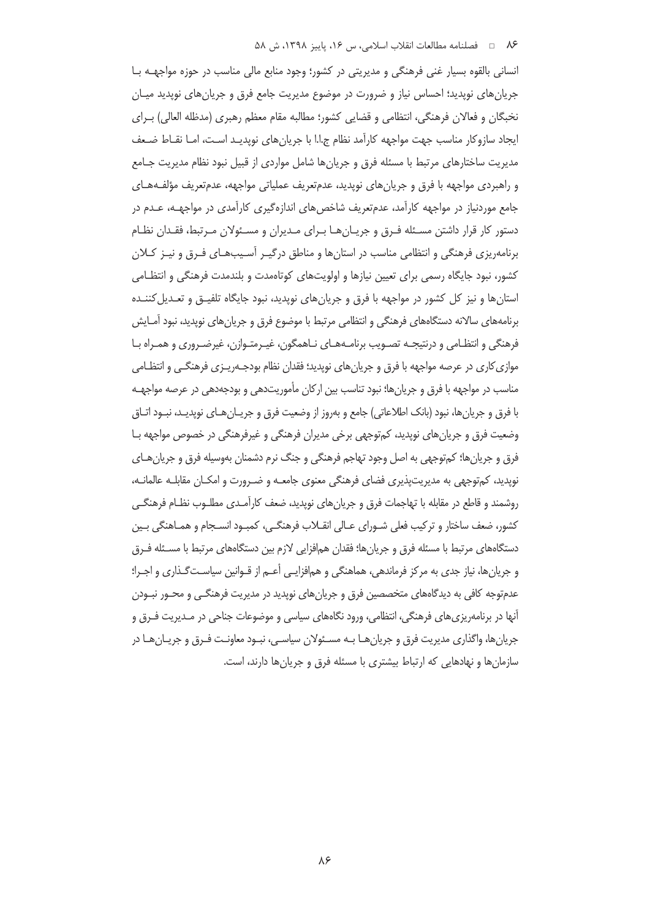انسانی بالقوه بسیار غنی فرهنگی و مدیریتی در کشور؛ وجود منابع مالی مناسب در حوزه مواجهه با جریان‌های نوپدید؛ احساس نیاز و ضرورت در موضوع مدیریت جامع فرق و جریان‌های نوپدید میان نخبگان و فعالان فرهنگی، انتظامی و قضایی کشور؛ مطالبه مقام معظم رهبری (مدظله العالی) برای ایجاد سازوکار مناسب جهت مواجهه کارآمد نظام ج.ا.ا با جریان‌های نوپدید است، اما نقاط ضعف مدیریت ساختارهای مرتبط با مسئله فرق و جریان‌ها شامل مواردی از قبیل نبود نظام مدیریت جامع و راهبردی مواجهه با فرق و جریان‌های نوپدید، عدم‌تعریف عملیاتی مواجهه، عدم‌تعریف مؤلفه‌های جامع موردنیاز در مواجهه کارآمد، عدم‌تعریف شاخص‌های اندازه‌گیری کارآمدی در مواجهه، عدم در دستور کار قرار داشتن مسئله فرق و جریان‌ها برای مدیران و مسئولان مرتبط، فقدان نظام برنامه‌ریزی فرهنگی و انتظامی مناسب در استان‌ها و مناطق درگیر آسیب‌های فرق و نیز کلان کشور، نبود جایگاه رسمی برای تعیین نیازها و اولویت‌های کوتاه‌مدت و بلندمدت فرهنگی و انتظامی استان‌ها و نیز کل کشور در مواجهه با فرق و جریان‌های نوپدید، نبود جایگاه تلفیق و تعدیل‌کننده برنامه‌های سالانه دستگاه‌های فرهنگی و انتظامی مرتبط با موضوع فرق و جریان‌های نوپدید، نبود آمایش فرهنگی و انتظامی و درنتیجه تصویب برنامه‌های ناهمگون، غیرمتوازن، غیرضروری و همراه با موازی‌کاری در عرصه مواجهه با فرق و جریان‌های نوپدید؛ فقدان نظام بودجه‌ریزی فرهنگی و انتظامی مناسب در مواجهه با فرق و جریان‌ها؛ نبود تناسب بین ارکان مأموریت‌دهی و بودجه‌دهی در عرصه مواجهه با فرق و جریان‌ها، نبود (بانک اطلاعاتی) جامع و به‌روز از وضعیت فرق و جریان‌های نوپدید، نبود اتاق وضعیت فرق و جریان‌های نوپدید، کم‌توجهی برخی مدیران فرهنگی و غیرفرهنگی در خصوص مواجهه با فرق و جریان‌ها؛ کم‌توجهی به اصل وجود تهاجم فرهنگی و جنگ نرم دشمنان به‌وسیله فرق و جریان‌های نوپدید، کم‌توجهی به مدیریت‌پذیری فضای فرهنگی معنوی جامعه و ضرورت و امکان مقابله عالمانه، روشمند و قاطع در مقابله با تهاجمات فرق و جریان‌های نوپدید، ضعف کارآمدی مطلوب نظام فرهنگی کشور، ضعف ساختار و ترکیب فعلی شورای عالی انقلاب فرهنگی، کمبود انسجام و هماهنگی بین دستگاه‌های مرتبط با مسئله فرق و جریان‌ها؛ فقدان هم‌افزایی لازم بین دستگاه‌های مرتبط با مسئله فرق و جریان‌ها، نیاز جدی به مرکز فرماندهی، هماهنگی و هم‌افزایی أعم از قوانین سیاست‌گذاری و اجرا؛ عدم‌توجه کافی به دیدگاه‌های متخصصین فرق و جریان‌های نوپدید در مدیریت فرهنگی و محور نبودن آنها در برنامه‌ریزی‌های فرهنگی، انتظامی، ورود نگاه‌های سیاسی و موضوعات جناحی در مدیریت فرق و جریان‌ها، واگذاری مدیریت فرق و جریان‌ها به مسئولان سیاسی، نبود معاونت فرق و جریان‌ها در سازمان‌ها و نهادهایی که ارتباط بیشتری با مسئله فرق و جریان‌ها دارند، است.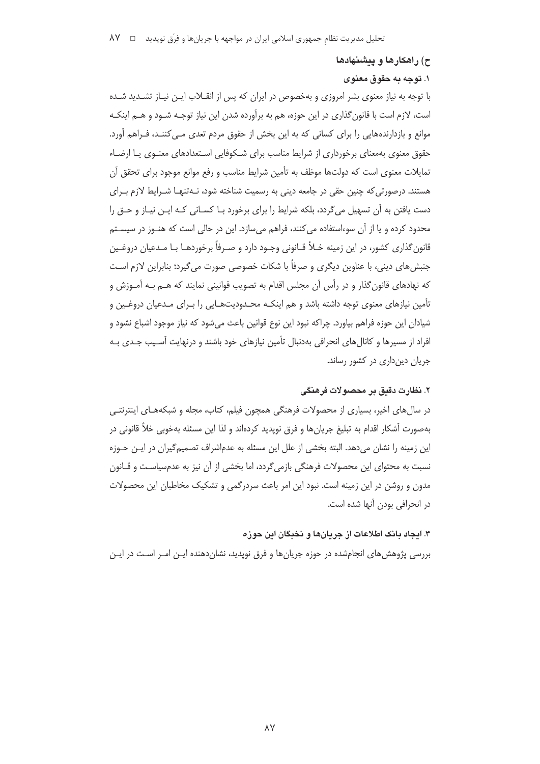## ح) راهکارها و پیشنهادها

### ۱. توجه به حقوق معنوی

با توجه به نیاز معنوی بشر امروزی و به‌خصوص در ایران که پس از انقلاب این نیاز تشدید شده است، لازم است با قانون‌گذاری در این حوزه، هم به برآورده شدن این نیاز توجه شود و هم اینکه موانع و بازدارنده‌هایی را برای کسانی که به این بخش از حقوق مردم تعدی می‌کنند، فراهم آورد. حقوق معنوی به‌معنای برخورداری از شرایط مناسب برای شکوفایی استعدادهای معنوی یا ارضاء تمایلات معنوی است که دولت‌ها موظف به تأمین شرایط مناسب و رفع موانع موجود برای تحقق آن هستند. درصورتی‌که چنین حقی در جامعه دینی به رسمیت شناخته شود، نه‌تنها شرایط لازم برای دست یافتن به آن تسهیل می‌گردد، بلکه شرایط را برای برخورد با کسانی که این نیاز و حق را محدود کرده و یا از آن سوءاستفاده می‌کنند، فراهم می‌سازد. این در حالی است که هنوز در سیستم قانون‌گذاری کشور، در این زمینه خلأ قانونی وجود دارد و صرفاً برخوردها با مدعیان دروغین جنبش‌های دینی، با عناوین دیگری و صرفاً با شکات خصوصی صورت می‌گیرد؛ بنابراین لازم است که نهادهای قانون‌گذار و در رأس آن مجلس اقدام به تصویب قوانینی نمایند که هم به آموزش و تأمین نیازهای معنوی توجه داشته باشد و هم اینکه محدودیت‌هایی را برای مدعیان دروغین و شیادان این حوزه فراهم بیاورد. چراکه نبود این نوع قوانین باعث می‌شود که نیاز موجود اشباع نشود و افراد از مسیرها و کانال‌های انحرافی به‌دنبال تأمین نیازهای خود باشند و درنهایت آسیب جدی به جریان دین‌داری در کشور رساند.

### ۲. نظارت دقیق بر محصولات فرهنگی

در سال‌های اخیر، بسیاری از محصولات فرهنگی همچون فیلم، کتاب، مجله و شبکه‌های اینترنتی به‌صورت آشکار اقدام به تبلیغ جریان‌ها و فرق نوپدید کرده‌اند و لذا این مسئله به‌خوبی خلأ قانونی در این زمینه را نشان می‌دهد. البته بخشی از علل این مسئله به عدم‌اشراف تصمیم‌گیران در این حوزه نسبت به محتوای این محصولات فرهنگی بازمی‌گردد، اما بخشی از آن نیز به عدم‌سیاست و قانون مدون و روشن در این زمینه است. نبود این امر باعث سردرگمی و تشکیک مخاطبان این محصولات در انحرافی بودن آنها شده است.

### ۳. ایجاد بانک اطلاعات از جریان‌ها و نخبگان این حوزه

بررسی پژوهش‌های انجام‌شده در حوزه جریان‌ها و فرق نوپدید، نشان‌دهنده این امر است در این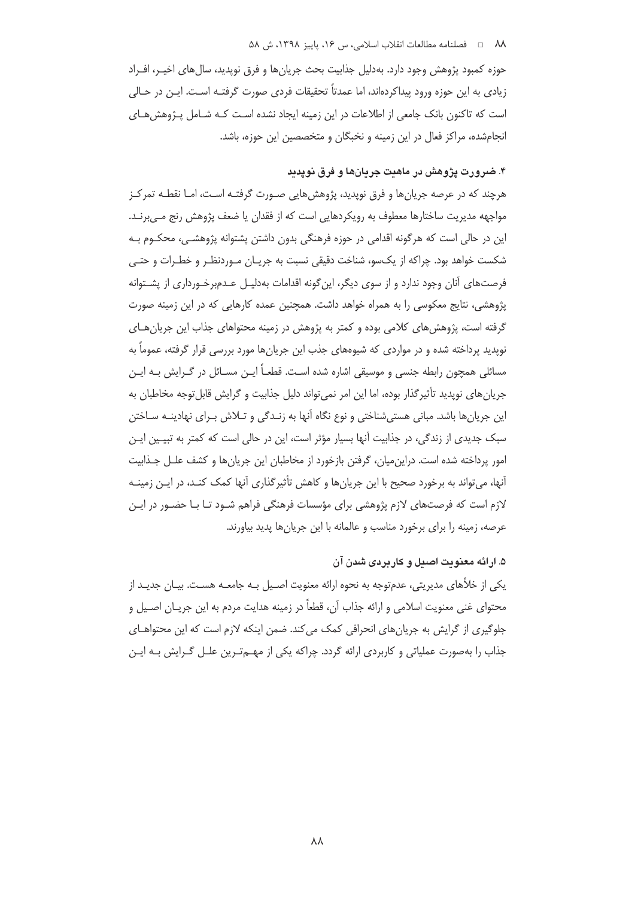حوزه کمبود پژوهش وجود دارد. به‌دلیل جذابیت بحث جریان‌ها و فرق نوپدید، سال‌های اخیر، افراد زیادی به این حوزه ورود پیداکرده‌اند، اما عمدتاً تحقیقات فردی صورت گرفته است. این در حالی است که تاکنون بانک جامعی از اطلاعات در این زمینه ایجاد نشده است که شامل پژوهش‌های انجام‌شده، مراکز فعال در این زمینه و نخبگان و متخصصین این حوزه، باشد.

### ۴. ضرورت پژوهش در ماهیت جریان‌ها و فرق نوپدید

هرچند که در عرصه جریان‌ها و فرق نوپدید، پژوهش‌هایی صورت گرفته است، اما نقطه تمرکز مواجهه مدیریت ساختارها معطوف به رویکردهایی است که از فقدان یا ضعف پژوهش رنج می‌برند. این در حالی است که هرگونه اقدامی در حوزه فرهنگی بدون داشتن پشتوانه پژوهشی، محکوم به شکست خواهد بود. چراکه از یک‌سو، شناخت دقیقی نسبت به جریان موردنظر و خطرات و حتی فرصت‌های آنان وجود ندارد و از سوی دیگر، این‌گونه اقدامات به‌دلیل عدم‌برخورداری از پشتوانه پژوهشی، نتایج معکوسی را به همراه خواهد داشت. همچنین عمده کارهایی که در این زمینه صورت گرفته است، پژوهش‌های کلامی بوده و کمتر به پژوهش در زمینه محتواهای جذاب این جریان‌های نوپدید پرداخته شده و در مواردی که شیوه‌های جذب این جریان‌ها مورد بررسی قرار گرفته، عموماً به مسائلی همچون رابطه جنسی و موسیقی اشاره شده است. قطعاً این مسائل در گرایش به این جریان‌های نوپدید تأثیرگذار بوده، اما این امر نمی‌تواند دلیل جذابیت و گرایش قابل‌توجه مخاطبان به این جریان‌ها باشد. مبانی هستی‌شناختی و نوع نگاه آنها به زندگی و تلاش برای نهادینه ساختن سبک جدیدی از زندگی، در جذابیت آنها بسیار مؤثر است، این در حالی است که کمتر به تبیین این امور پرداخته شده است. دراین‌میان، گرفتن بازخورد از مخاطبان این جریان‌ها و کشف علل جذابیت آنها، می‌تواند به برخورد صحیح با این جریان‌ها و کاهش تأثیرگذاری آنها کمک کند، در این زمینه لازم است که فرصت‌های لازم پژوهشی برای مؤسسات فرهنگی فراهم شود تا با حضور در این عرصه، زمینه را برای برخورد مناسب و عالمانه با این جریان‌ها پدید بیاورند.

### ۵. ارائه معنویت اصیل و کاربردی شدن آن

یکی از خلأهای مدیریتی، عدم‌توجه به نحوه ارائه معنویت اصیل به جامعه هست. بیان جدید از محتوای غنی معنویت اسلامی و ارائه جذاب آن، قطعاً در زمینه هدایت مردم به این جریان اصیل و جلوگیری از گرایش به جریان‌های انحرافی کمک می‌کند. ضمن اینکه لازم است که این محتواهای جذاب را به‌صورت عملیاتی و کاربردی ارائه گردد. چراکه یکی از مهم‌ترین علل گرایش به این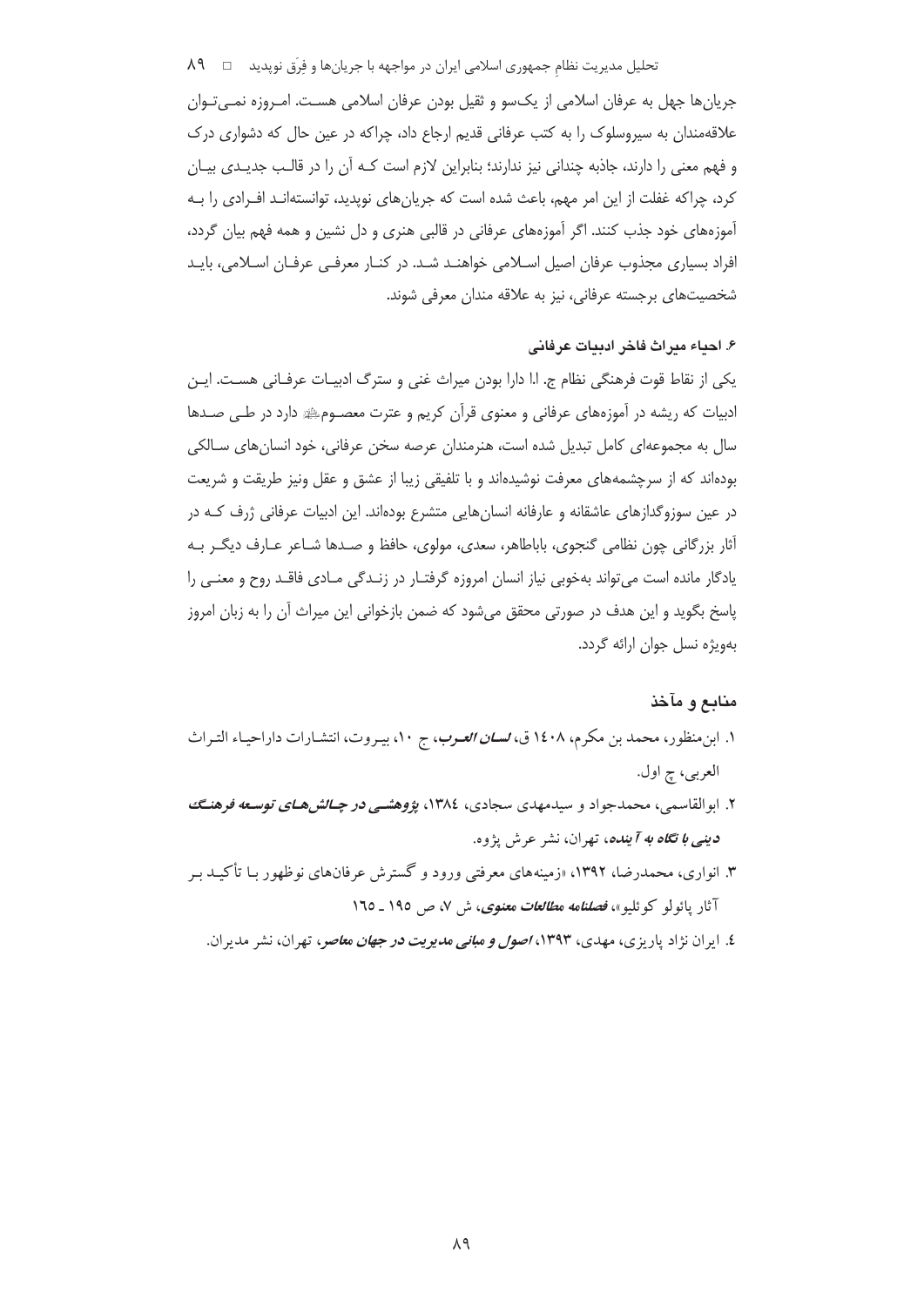جریان‌ها جهل به عرفان اسلامی از یک‌سو و ثقیل بودن عرفان اسلامی هست. امروزه نمی‌توان علاقه‌مندان به سیروسلوک را به کتب عرفانی قدیم ارجاع داد، چراکه در عین حال که دشواری درک و فهم معنی را دارند، جاذبه چندانی نیز ندارند؛ بنابراین لازم است که آن را در قالب جدیدی بیان کرد، چراکه غفلت از این امر مهم، باعث شده است که جریان‌های نوپدید، توانسته‌اند افرادی را به آموزه‌های خود جذب کنند. اگر آموزه‌های عرفانی در قالبی هنری و دل نشین و همه فهم بیان گردد، افراد بسیاری مجذوب عرفان اصیل اسلامی خواهند شد. در کنار معرفی عرفان اسلامی، باید شخصیت‌های برجسته عرفانی، نیز به علاقه مندان معرفی شوند.

#### ۶. احیاء میراث فاخر ادبیات عرفانی

یکی از نقاط قوت فرهنگی نظام ج. ا.ا دارا بودن میراث غنی و سترگ ادبیات عرفانی هست. این ادبیات که ریشه در آموزه‌های عرفانی و معنوی قرآن کریم و عترت معصوم﷫ دارد در طی صدها سال به مجموعه‌ای کامل تبدیل شده است، هنرمندان عرصه سخن عرفانی، خود انسان‌های سالکی بوده‌اند که از سرچشمه‌های معرفت نوشیده‌اند و با تلفیقی زیبا از عشق و عقل ونیز طریقت و شریعت در عین سوزوگدازهای عاشقانه و عارفانه انسان‌هایی متشرع بوده‌اند. این ادبیات عرفانی ژرف که در آثار بزرگانی چون نظامی گنجوی، باباطاهر، سعدی، مولوی، حافظ و صدها شاعر عارف دیگر به یادگار مانده است می‌تواند به‌خوبی نیاز انسان امروزه گرفتار در زندگی مادی فاقد روح و معنی را پاسخ بگوید و این هدف در صورتی محقق می‌شود که ضمن بازخوانی این میراث آن را به زبان امروز به‌ویژه نسل جوان ارائه گردد.

### منابع و مآخذ

۱. ابن‌منظور، محمد بن مکرم، ۱۴۰۸ ق، *لسان العرب*، ج ۱۰، بیروت، انتشارات داراحیاء التراث العربی، چ اول.

۲. ابوالقاسمی، محمدجواد و سیدمهدی سجادی، ۱۳۸۴، *پژوهشی در چالش‌های توسعه فرهنگ دینی با نگاه به آینده*، تهران، نشر عرش پژوه.

۳. انواری، محمدرضا، ۱۳۹۲، «زمینه‌های معرفتی ورود و گسترش عرفان‌های نوظهور با تأکید بر آثار پائولو کوئلیو»، *فصلنامه مطالعات معنوی*، ش ۷، ص ۱۹۵ ـ ۱۶۵

۴. ایران نژاد پاریزی، مهدی، ۱۳۹۳، *اصول و مبانی مدیریت در جهان معاصر*، تهران، نشر مدیران.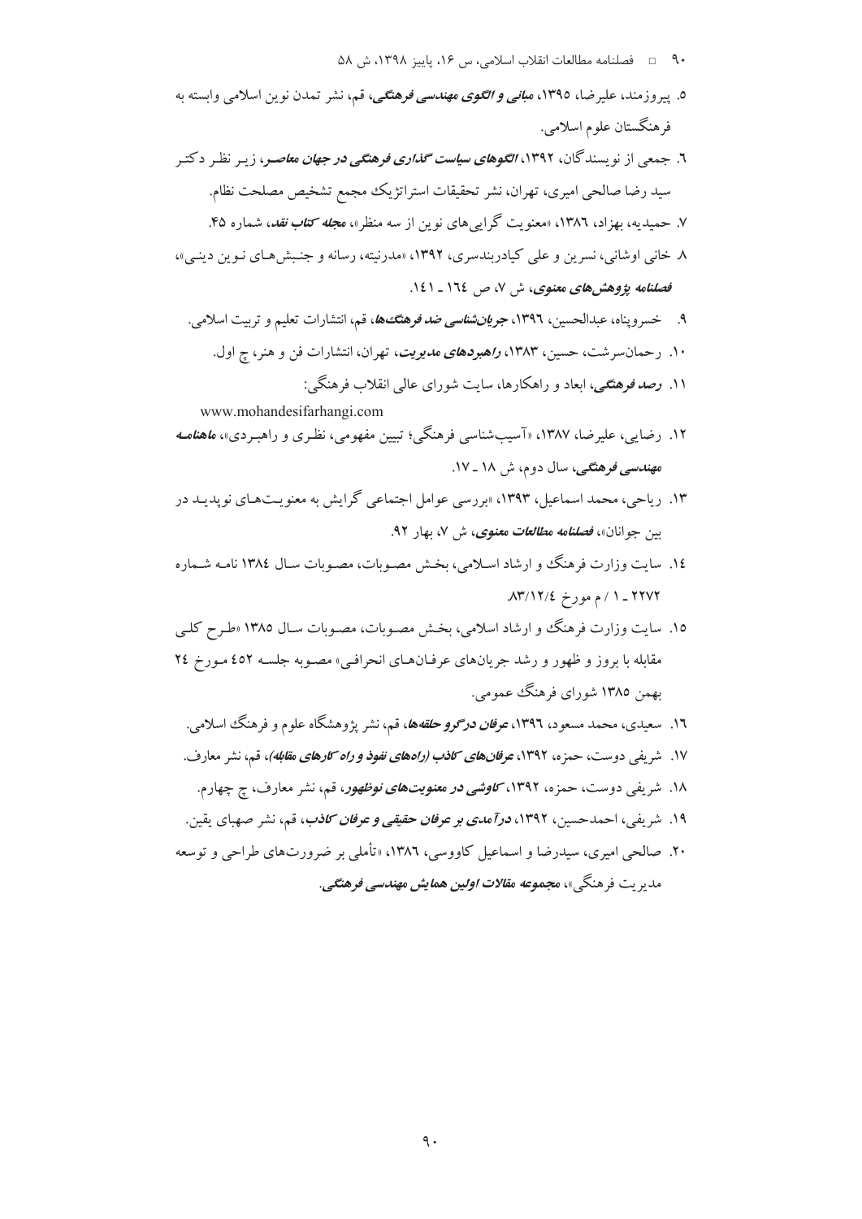۵. پیروزمند، علیرضا، ۱۳۹۵، ***مبانی و الگوی مهندسی فرهنگی***، قم، نشر تمدن نوین اسلامی وابسته به فرهنگستان علوم اسلامی.

٦. جمعی از نویسندگان، ۱۳۹۲، ***الگوهای سیاست گذاری فرهنگی در جهان معاصر***، زیر نظر دکتر سید رضا صالحی امیری، تهران، نشر تحقیقات استراتژیک مجمع تشخیص مصلحت نظام.

۷. حمیدیه، بهزاد، ١٣٨٦، «معنویت گرایی‌های نوین از سه منظر»، ***مجله کتاب نقد***، شماره ۴۵.

۸. خانی اوشانی، نسرین و علی کیادربندسری، ۱۳۹۲، «مدرنیته، رسانه و جنبش‌های نوین دینی»، ***فصلنامه پژوهش‌های معنوی***، ش ۷، ص ١٦٤ ـ ١٤١.

۹. خسروپناه، عبدالحسین، ١٣٩٦، ***جریان‌شناسی ضد فرهنگ‌ها***، قم، انتشارات تعلیم و تربیت اسلامی.

۱۰. رحمان‌سرشت، حسین، ۱۳۸۳، ***راهبردهای مدیریت***، تهران، انتشارات فن و هنر، چ اول.

۱۱. ***رصد فرهنگی***، ابعاد و راهکارها، سایت شورای عالی انقلاب فرهنگی:

www.mohandesifarhangi.com

۱۲. رضایی، علیرضا، ۱۳۸۷، «آسیب‌شناسی فرهنگی؛ تبیین مفهومی، نظری و راهبردی»، ***ماهنامه مهندسی فرهنگی***، سال دوم، ش ۱۸ ـ ۱۷.

۱۳. ریاحی، محمد اسماعیل، ۱۳۹۳، «بررسی عوامل اجتماعی گرایش به معنویت‌های نوپدید در بین جوانان»، ***فصلنامه مطالعات معنوی***، ش ۷، بهار ۹۲.

١٤. سایت وزارت فرهنگ و ارشاد اسلامی، بخش مصوبات، مصوبات سال ١٣٨٤ نامه شماره ٢٢٧٢ ـ ١ / م مورخ ٨٣/١٢/٤.

١٥. سایت وزارت فرهنگ و ارشاد اسلامی، بخش مصوبات، مصوبات سال ١٣٨٥ «طرح کلی مقابله با بروز و ظهور و رشد جریان‌های عرفان‌های انحرافی» مصوبه جلسه ٤٥٢ مورخ ٢٤ بهمن ١٣٨٥ شورای فرهنگ عمومی.

١٦. سعیدی، محمد مسعود، ١٣٩٦، ***عرفان درگرو حلقه‌ها***، قم، نشر پژوهشگاه علوم و فرهنگ اسلامی.

١٧. شریفی دوست، حمزه، ١٣٩٢، ***عرفان‌های کاذب (راه‌های نفوذ و راه کارهای مقابله)***، قم، نشر معارف.

١٨. شریفی دوست، حمزه، ١٣٩٢، ***کاوشی در معنویت‌های نوظهور***، قم، نشر معارف، چ چهارم.

١٩. شریفی، احمدحسین، ١٣٩٢، ***درآمدی بر عرفان حقیقی و عرفان کاذب***، قم، نشر صهبای یقین.

٢٠. صالحی امیری، سیدرضا و اسماعیل کاووسی، ١٣٨٦، «تأملی بر ضرورت‌های طراحی و توسعه مدیریت فرهنگی»، ***مجموعه مقالات اولین همایش مهندسی فرهنگی***.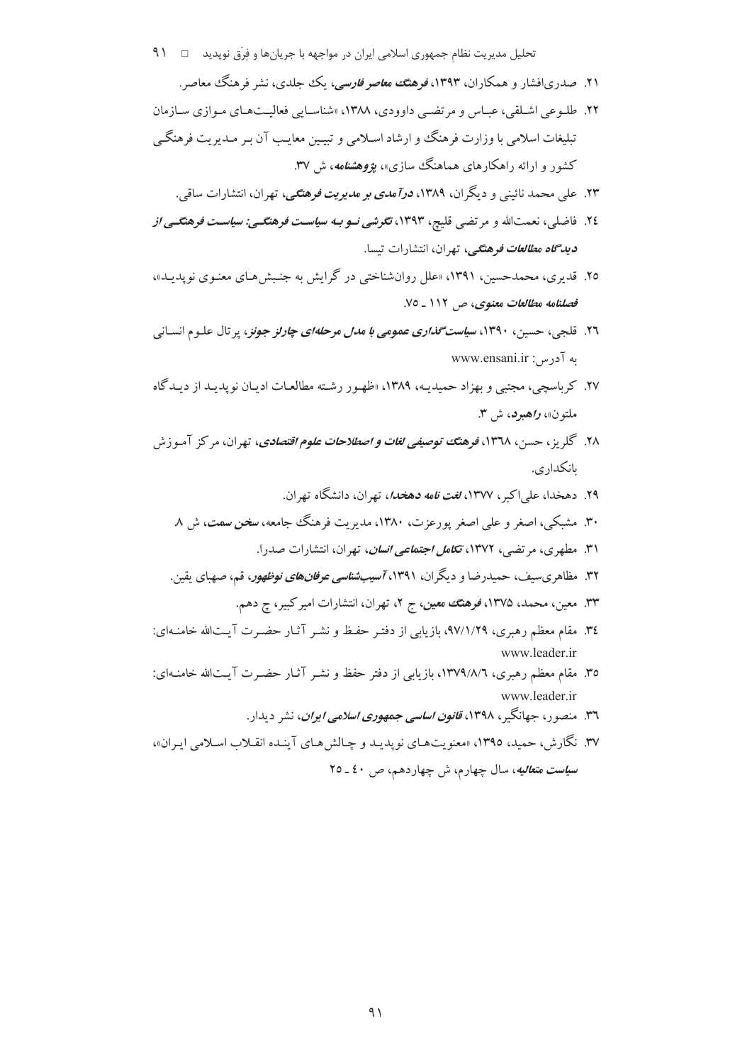۲۱. صدری‌افشار و همکاران، ۱۳۹۳، *فرهنگ معاصر فارسی*، یک جلدی، نشر فرهنگ معاصر.

۲۲. طلوعی اشلقی، عباس و مرتضی داوودی، ۱۳۸۸، «شناسایی فعالیت‌های موازی سازمان تبلیغات اسلامی با وزارت فرهنگ و ارشاد اسلامی و تبیین معایب آن بر مدیریت فرهنگی کشور و ارائه راهکارهای هماهنگ سازی»، *پژوهشنامه*، ش ۳۷.

۲۳. علی محمد نائینی و دیگران، ۱۳۸۹، *درآمدی بر مدیریت فرهنگی*، تهران، انتشارات ساقی.

۲٤. فاضلی، نعمت‌الله و مرتضی قلیچ، ۱۳۹۳، *نگرشی نو به سیاست فرهنگی: سیاست فرهنگی از دیدگاه مطالعات فرهنگی*، تهران، انتشارات تیسا.

۲۵. قدیری، محمدحسین، ۱۳۹۱، «علل روان‌شناختی در گرایش به جنبش‌های معنوی نوپدید»، *فصلنامه مطالعات معنوی*، ص ۱۱۲ ـ ۷۵.

۲٦. قلجی، حسین، ۱۳۹۰، *سیاست‌گذاری عمومی با مدل مرحله‌ای چارلز جونز*، پرتال علوم انسانی به آدرس: www.ensani.ir

۲۷. کرباسچی، مجتبی و بهزاد حمیدیه، ۱۳۸۹، «ظهور رشته مطالعات ادیان نوپدید از دیدگاه ملتون»، *راهبرد*، ش ۳.

۲۸. گلریز، حسن، ۱۳٦۸، *فرهنگ توصیفی لغات و اصطلاحات علوم اقتصادی*، تهران، مرکز آموزش بانکداری.

۲۹. دهخدا، علی‌اکبر، ۱۳۷۷، *لغت نامه دهخدا*، تهران، دانشگاه تهران.

۳۰. مشبکی، اصغر و علی اصغر پورعزت، ۱۳۸۰، مدیریت فرهنگ جامعه، *سخن سمت*، ش ۸.

۳۱. مطهری، مرتضی، ۱۳۷۲، *تکامل اجتماعی انسان*، تهران، انتشارات صدرا.

۳۲. مظاهری‌سیف، حمیدرضا و دیگران، ۱۳۹۱، *آسیب‌شناسی عرفان‌های نوظهور*، قم، صهبای یقین.

۳۳. معین، محمد، ۱۳۷۵، *فرهنگ معین*، ج ۲، تهران، انتشارات امیرکبیر، چ دهم.

۳٤. مقام معظم رهبری، ۹۷/۱/۲۹، بازیابی از دفتر حفظ و نشر آثار حضرت آیت‌الله خامنه‌ای: www.leader.ir

۳۵. مقام معظم رهبری، ۱۳۷۹/۸/٦، بازیابی از دفتر حفظ و نشر آثار حضرت آیت‌الله خامنه‌ای: www.leader.ir

۳٦. منصور، جهانگیر، ۱۳۹۸، *قانون اساسی جمهوری اسلامی ایران*، نشر دیدار.

۳۷. نگارش، حمید، ۱۳۹۵، «معنویت‌های نوپدید و چالش‌های آینده انقلاب اسلامی ایران»، *سیاست متعالیه*، سال چهارم، ش چهاردهم، ص ٤۰ ـ ۲۵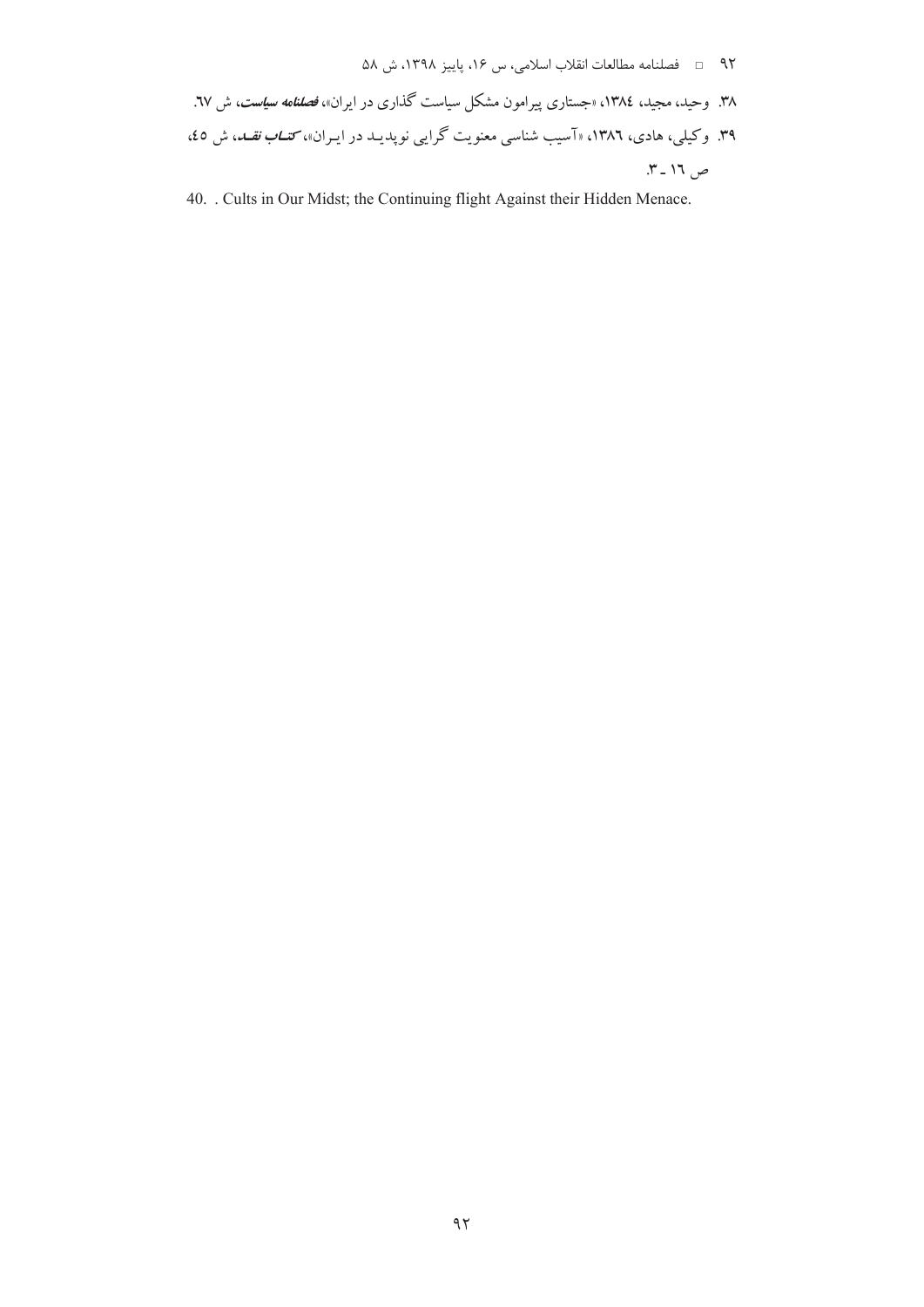۳۸. وحید، مجید، ۱۳۸٤، «جستاری پیرامون مشکل سیاست گذاری در ایران»، *فصلنامه سیاست*، ش ٦٧.

۳۹. وکیلی، هادی، ۱۳۸٦، «آسیب شناسی معنویت گرایی نوپدید در ایران»، *کتاب نقد*، ش ٤٥، ص ١٦ ـ ٣.

40. . Cults in Our Midst; the Continuing flight Against their Hidden Menace.